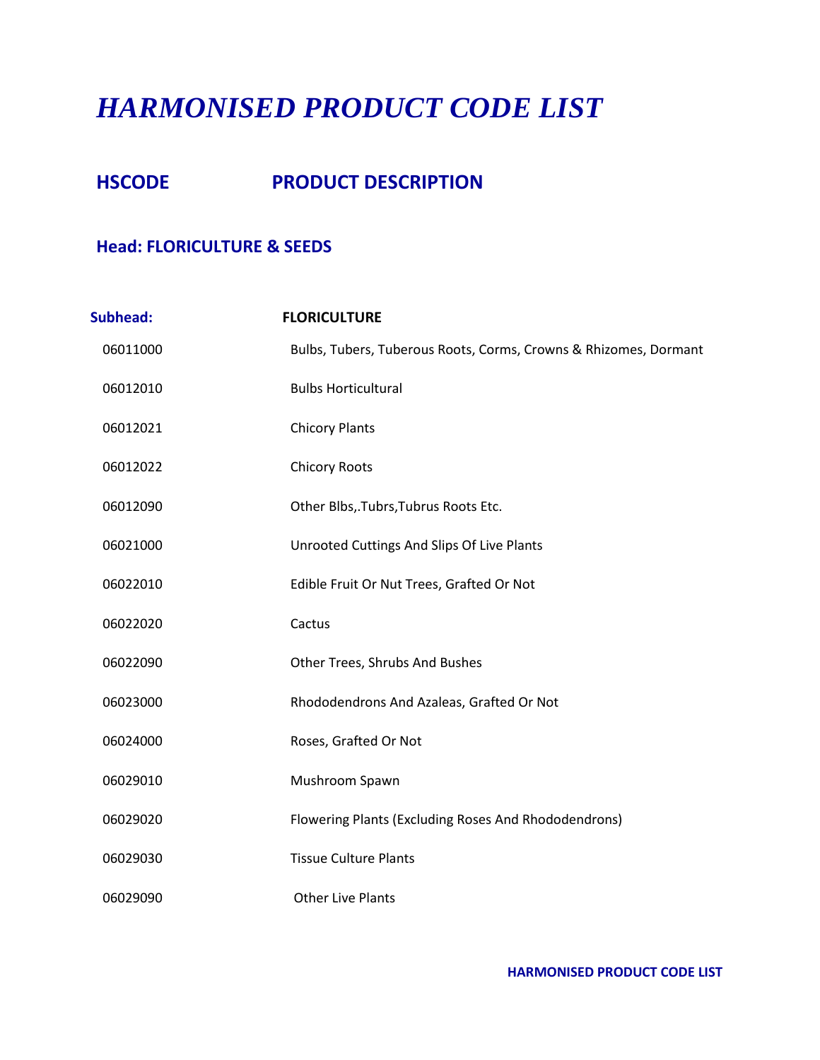# *HARMONISED PRODUCT CODE LIST*

## HSCODE PRODUCT DESCRIPTION

### Head: FLORICULTURE & SEEDS

| Subhead: | FLORICULTURE |
|---|---|
| 06011000 | Bulbs, Tubers, Tuberous Roots, Corms, Crowns & Rhizomes, Dormant |
| 06012010 | Bulbs Horticultural |
| 06012021 | Chicory Plants |
| 06012022 | Chicory Roots |
| 06012090 | Other Blbs,.Tubrs,Tubrus Roots Etc. |
| 06021000 | Unrooted Cuttings And Slips Of Live Plants |
| 06022010 | Edible Fruit Or Nut Trees, Grafted Or Not |
| 06022020 | Cactus |
| 06022090 | Other Trees, Shrubs And Bushes |
| 06023000 | Rhododendrons And Azaleas, Grafted Or Not |
| 06024000 | Roses, Grafted Or Not |
| 06029010 | Mushroom Spawn |
| 06029020 | Flowering Plants (Excluding Roses And Rhododendrons) |
| 06029030 | Tissue Culture Plants |
| 06029090 | Other Live Plants |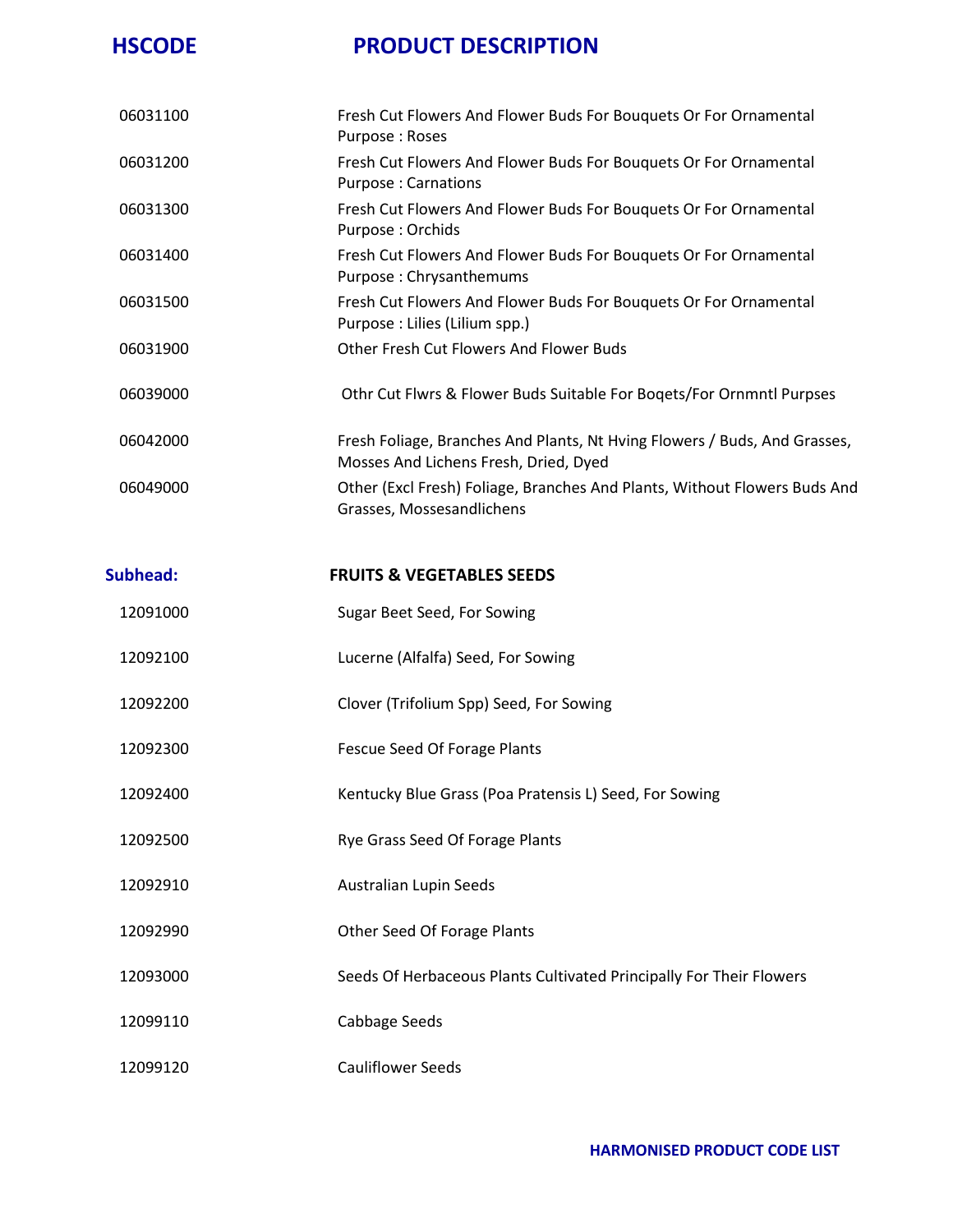| HSCODE | PRODUCT DESCRIPTION |
|---|---|
| 06031100 | Fresh Cut Flowers And Flower Buds For Bouquets Or For Ornamental Purpose : Roses |
| 06031200 | Fresh Cut Flowers And Flower Buds For Bouquets Or For Ornamental Purpose : Carnations |
| 06031300 | Fresh Cut Flowers And Flower Buds For Bouquets Or For Ornamental Purpose : Orchids |
| 06031400 | Fresh Cut Flowers And Flower Buds For Bouquets Or For Ornamental Purpose : Chrysanthemums |
| 06031500 | Fresh Cut Flowers And Flower Buds For Bouquets Or For Ornamental Purpose : Lilies (Lilium spp.) |
| 06031900 | Other Fresh Cut Flowers And Flower Buds |
| 06039000 | Othr Cut Flwrs & Flower Buds Suitable For Boqets/For Ornmntl Purpses |
| 06042000 | Fresh Foliage, Branches And Plants, Nt Hving Flowers / Buds, And Grasses, Mosses And Lichens Fresh, Dried, Dyed |
| 06049000 | Other (Excl Fresh) Foliage, Branches And Plants, Without Flowers Buds And Grasses, Mossesandlichens |

**Subhead:** **FRUITS & VEGETABLES SEEDS**

| HSCODE | PRODUCT DESCRIPTION |
|---|---|
| 12091000 | Sugar Beet Seed, For Sowing |
| 12092100 | Lucerne (Alfalfa) Seed, For Sowing |
| 12092200 | Clover (Trifolium Spp) Seed, For Sowing |
| 12092300 | Fescue Seed Of Forage Plants |
| 12092400 | Kentucky Blue Grass (Poa Pratensis L) Seed, For Sowing |
| 12092500 | Rye Grass Seed Of Forage Plants |
| 12092910 | Australian Lupin Seeds |
| 12092990 | Other Seed Of Forage Plants |
| 12093000 | Seeds Of Herbaceous Plants Cultivated Principally For Their Flowers |
| 12099110 | Cabbage Seeds |
| 12099120 | Cauliflower Seeds |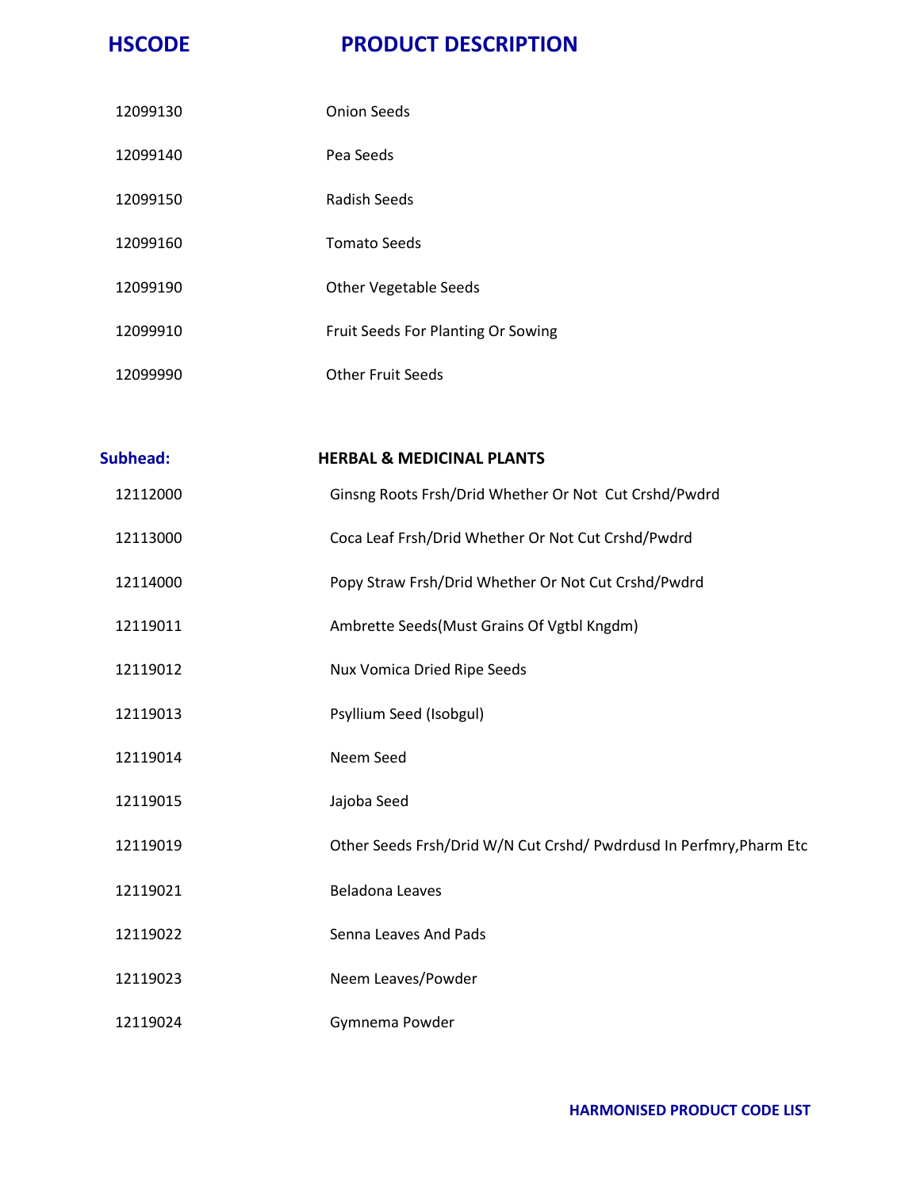| HSCODE | PRODUCT DESCRIPTION |
|---|---|
| 12099130 | Onion Seeds |
| 12099140 | Pea Seeds |
| 12099150 | Radish Seeds |
| 12099160 | Tomato Seeds |
| 12099190 | Other Vegetable Seeds |
| 12099910 | Fruit Seeds For Planting Or Sowing |
| 12099990 | Other Fruit Seeds |

| Subhead: | HERBAL & MEDICINAL PLANTS |
|---|---|
| 12112000 | Ginsng Roots Frsh/Drid Whether Or Not Cut Crshd/Pwdrd |
| 12113000 | Coca Leaf Frsh/Drid Whether Or Not Cut Crshd/Pwdrd |
| 12114000 | Popy Straw Frsh/Drid Whether Or Not Cut Crshd/Pwdrd |
| 12119011 | Ambrette Seeds(Must Grains Of Vgtbl Kngdm) |
| 12119012 | Nux Vomica Dried Ripe Seeds |
| 12119013 | Psyllium Seed (Isobgul) |
| 12119014 | Neem Seed |
| 12119015 | Jajoba Seed |
| 12119019 | Other Seeds Frsh/Drid W/N Cut Crshd/ Pwdrdusd In Perfmry,Pharm Etc |
| 12119021 | Beladona Leaves |
| 12119022 | Senna Leaves And Pads |
| 12119023 | Neem Leaves/Powder |
| 12119024 | Gymnema Powder |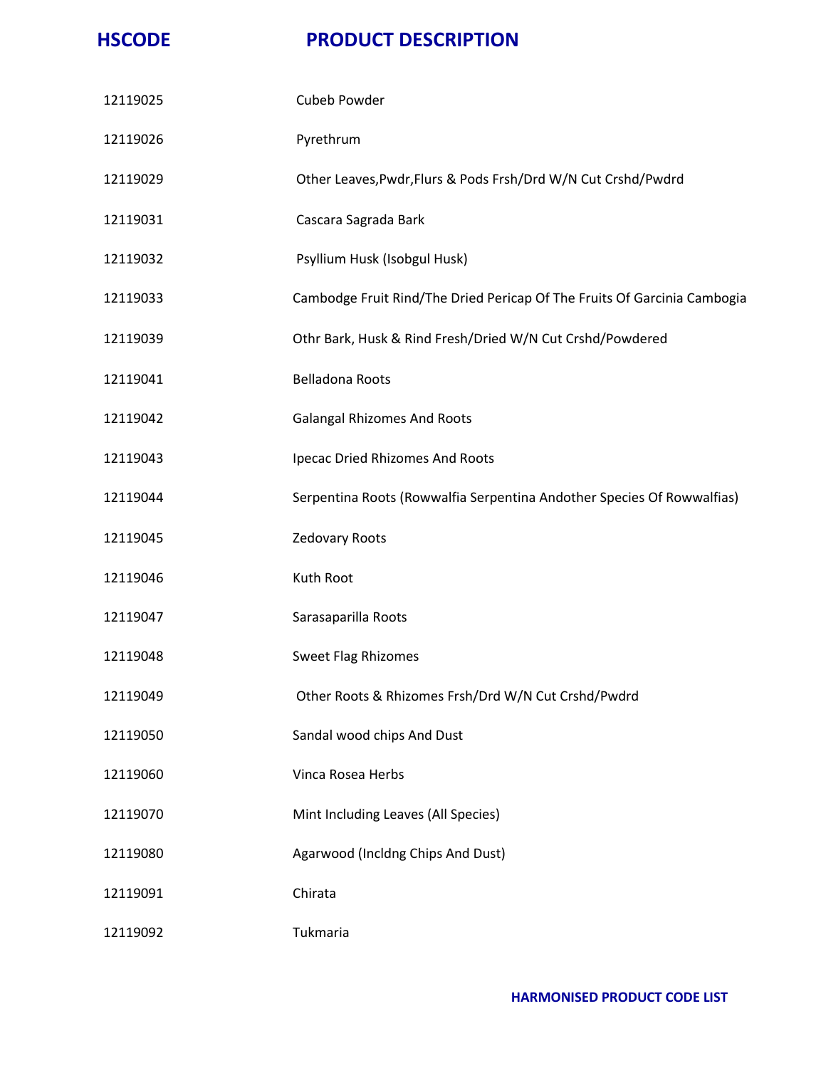| HSCODE | PRODUCT DESCRIPTION |
| --- | --- |
| 12119025 | Cubeb Powder |
| 12119026 | Pyrethrum |
| 12119029 | Other Leaves,Pwdr,Flurs & Pods Frsh/Drd W/N Cut Crshd/Pwdrd |
| 12119031 | Cascara Sagrada Bark |
| 12119032 | Psyllium Husk (Isobgul Husk) |
| 12119033 | Cambodge Fruit Rind/The Dried Pericap Of The Fruits Of Garcinia Cambogia |
| 12119039 | Othr Bark, Husk & Rind Fresh/Dried W/N Cut Crshd/Powdered |
| 12119041 | Belladona Roots |
| 12119042 | Galangal Rhizomes And Roots |
| 12119043 | Ipecac Dried Rhizomes And Roots |
| 12119044 | Serpentina Roots (Rowwalfia Serpentina Andother Species Of Rowwalfias) |
| 12119045 | Zedovary Roots |
| 12119046 | Kuth Root |
| 12119047 | Sarasaparilla Roots |
| 12119048 | Sweet Flag Rhizomes |
| 12119049 | Other Roots & Rhizomes Frsh/Drd W/N Cut Crshd/Pwdrd |
| 12119050 | Sandal wood chips And Dust |
| 12119060 | Vinca Rosea Herbs |
| 12119070 | Mint Including Leaves (All Species) |
| 12119080 | Agarwood (Incldng Chips And Dust) |
| 12119091 | Chirata |
| 12119092 | Tukmaria |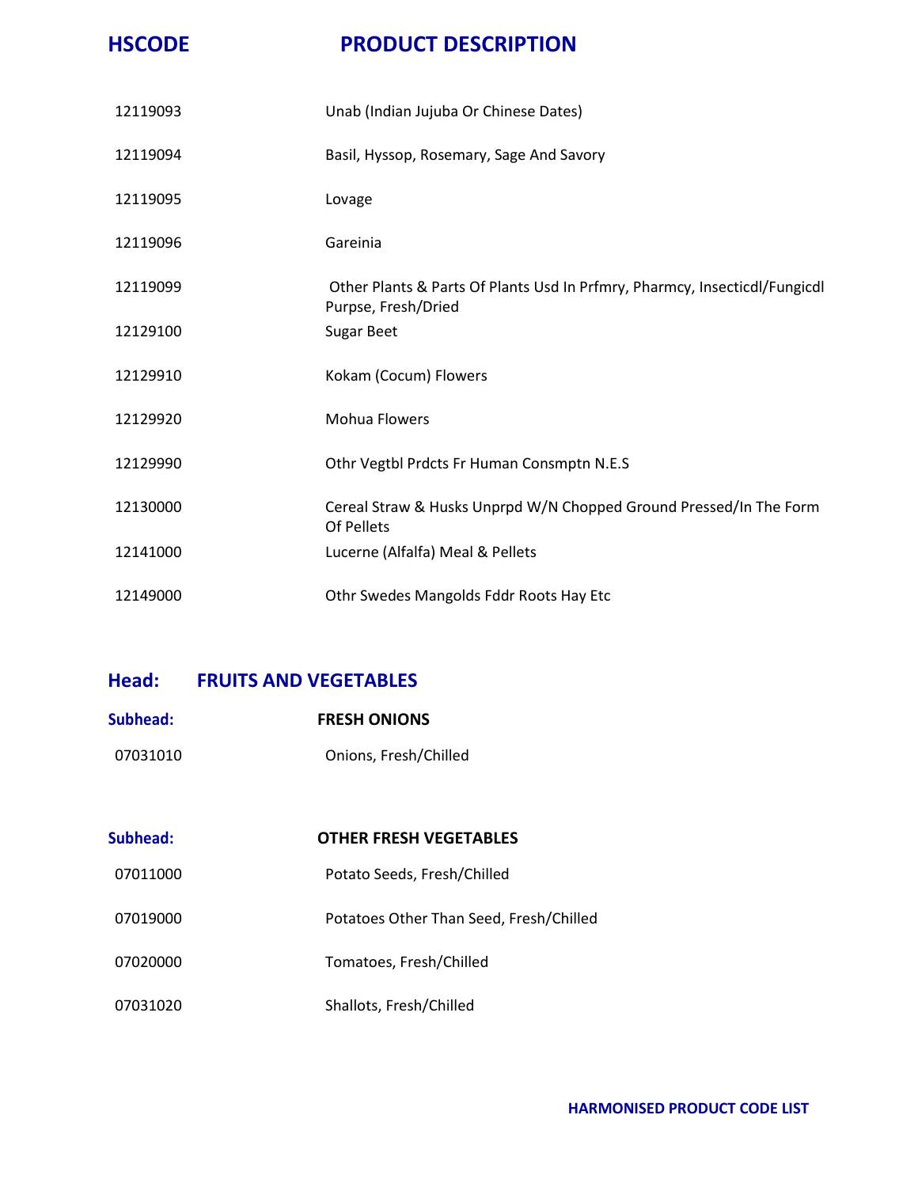| HSCODE | PRODUCT DESCRIPTION |
| --- | --- |
| 12119093 | Unab (Indian Jujuba Or Chinese Dates) |
| 12119094 | Basil, Hyssop, Rosemary, Sage And Savory |
| 12119095 | Lovage |
| 12119096 | Gareinia |
| 12119099 | Other Plants & Parts Of Plants Usd In Prfmry, Pharmcy, Insecticdl/Fungicdl Purpse, Fresh/Dried |
| 12129100 | Sugar Beet |
| 12129910 | Kokam (Cocum) Flowers |
| 12129920 | Mohua Flowers |
| 12129990 | Othr Vegtbl Prdcts Fr Human Consmptn N.E.S |
| 12130000 | Cereal Straw & Husks Unprpd W/N Chopped Ground Pressed/In The Form Of Pellets |
| 12141000 | Lucerne (Alfalfa) Meal & Pellets |
| 12149000 | Othr Swedes Mangolds Fddr Roots Hay Etc |

## Head: FRUITS AND VEGETABLES

### Subhead: FRESH ONIONS

| | |
| --- | --- |
| 07031010 | Onions, Fresh/Chilled |

### Subhead: OTHER FRESH VEGETABLES

| | |
| --- | --- |
| 07011000 | Potato Seeds, Fresh/Chilled |
| 07019000 | Potatoes Other Than Seed, Fresh/Chilled |
| 07020000 | Tomatoes, Fresh/Chilled |
| 07031020 | Shallots, Fresh/Chilled |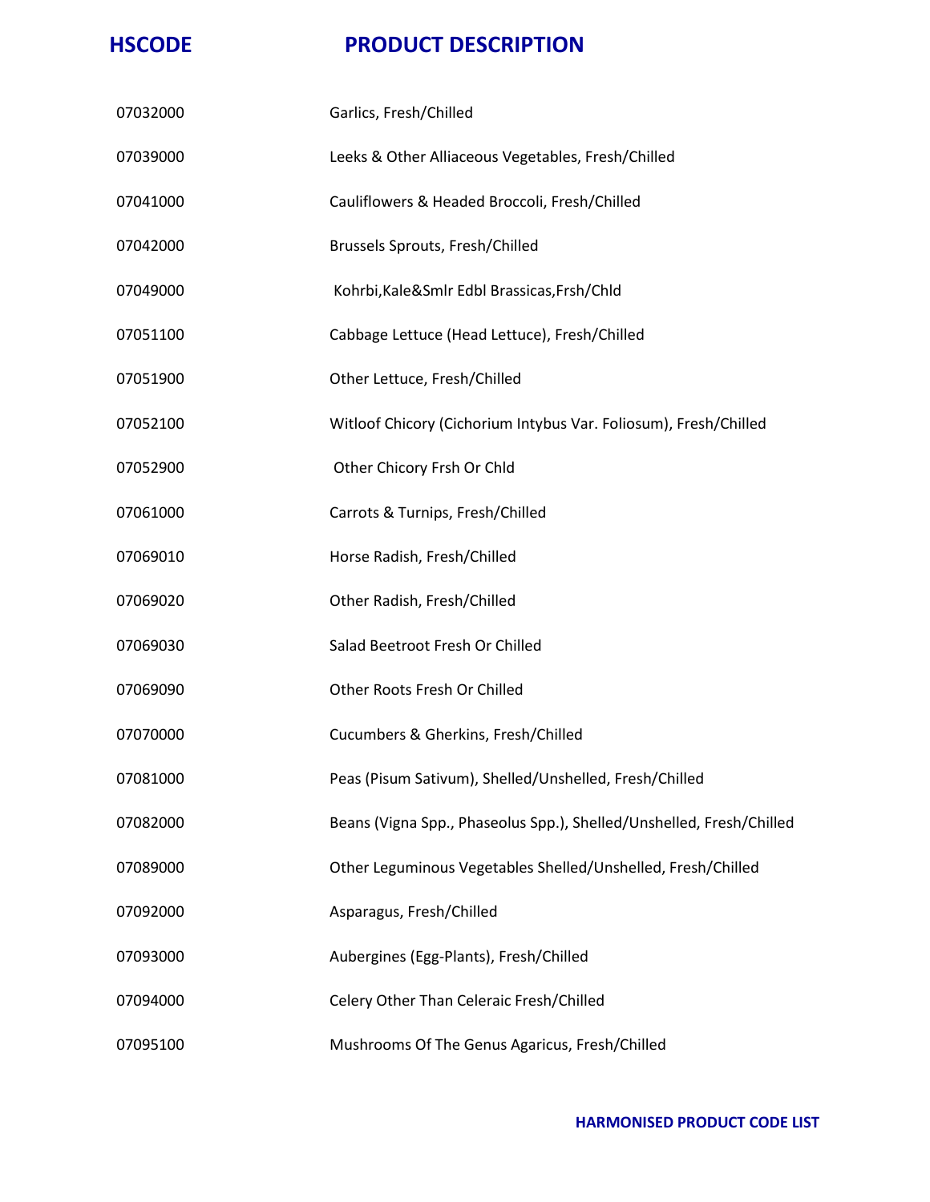| HSCODE | PRODUCT DESCRIPTION |
| --- | --- |
| 07032000 | Garlics, Fresh/Chilled |
| 07039000 | Leeks & Other Alliaceous Vegetables, Fresh/Chilled |
| 07041000 | Cauliflowers & Headed Broccoli, Fresh/Chilled |
| 07042000 | Brussels Sprouts, Fresh/Chilled |
| 07049000 | Kohrbi,Kale&Smlr Edbl Brassicas,Frsh/Chld |
| 07051100 | Cabbage Lettuce (Head Lettuce), Fresh/Chilled |
| 07051900 | Other Lettuce, Fresh/Chilled |
| 07052100 | Witloof Chicory (Cichorium Intybus Var. Foliosum), Fresh/Chilled |
| 07052900 | Other Chicory Frsh Or Chld |
| 07061000 | Carrots & Turnips, Fresh/Chilled |
| 07069010 | Horse Radish, Fresh/Chilled |
| 07069020 | Other Radish, Fresh/Chilled |
| 07069030 | Salad Beetroot Fresh Or Chilled |
| 07069090 | Other Roots Fresh Or Chilled |
| 07070000 | Cucumbers & Gherkins, Fresh/Chilled |
| 07081000 | Peas (Pisum Sativum), Shelled/Unshelled, Fresh/Chilled |
| 07082000 | Beans (Vigna Spp., Phaseolus Spp.), Shelled/Unshelled, Fresh/Chilled |
| 07089000 | Other Leguminous Vegetables Shelled/Unshelled, Fresh/Chilled |
| 07092000 | Asparagus, Fresh/Chilled |
| 07093000 | Aubergines (Egg-Plants), Fresh/Chilled |
| 07094000 | Celery Other Than Celeraic Fresh/Chilled |
| 07095100 | Mushrooms Of The Genus Agaricus, Fresh/Chilled |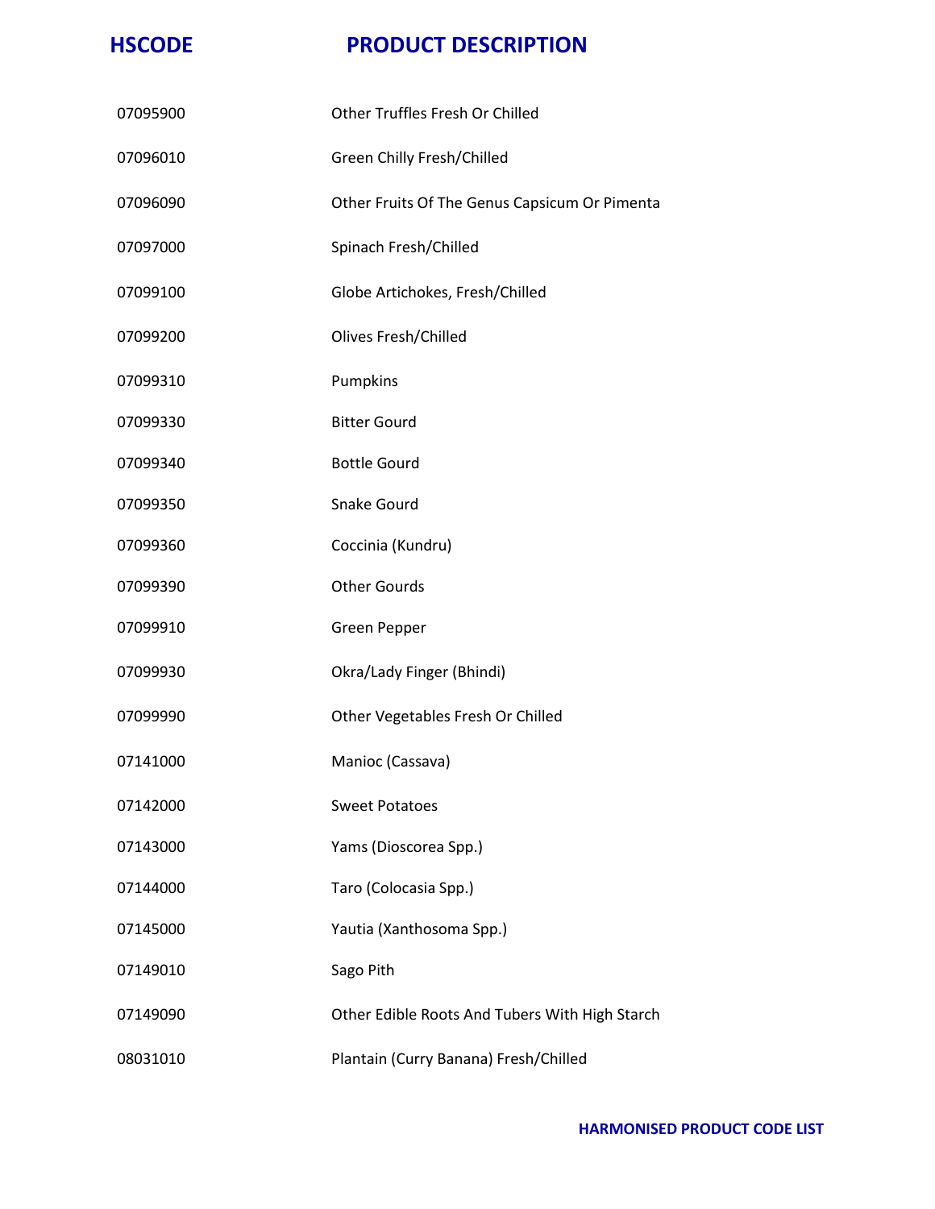| HSCODE | PRODUCT DESCRIPTION |
| --- | --- |
| 07095900 | Other Truffles Fresh Or Chilled |
| 07096010 | Green Chilly Fresh/Chilled |
| 07096090 | Other Fruits Of The Genus Capsicum Or Pimenta |
| 07097000 | Spinach Fresh/Chilled |
| 07099100 | Globe Artichokes, Fresh/Chilled |
| 07099200 | Olives Fresh/Chilled |
| 07099310 | Pumpkins |
| 07099330 | Bitter Gourd |
| 07099340 | Bottle Gourd |
| 07099350 | Snake Gourd |
| 07099360 | Coccinia (Kundru) |
| 07099390 | Other Gourds |
| 07099910 | Green Pepper |
| 07099930 | Okra/Lady Finger (Bhindi) |
| 07099990 | Other Vegetables Fresh Or Chilled |
| 07141000 | Manioc (Cassava) |
| 07142000 | Sweet Potatoes |
| 07143000 | Yams (Dioscorea Spp.) |
| 07144000 | Taro (Colocasia Spp.) |
| 07145000 | Yautia (Xanthosoma Spp.) |
| 07149010 | Sago Pith |
| 07149090 | Other Edible Roots And Tubers With High Starch |
| 08031010 | Plantain (Curry Banana) Fresh/Chilled |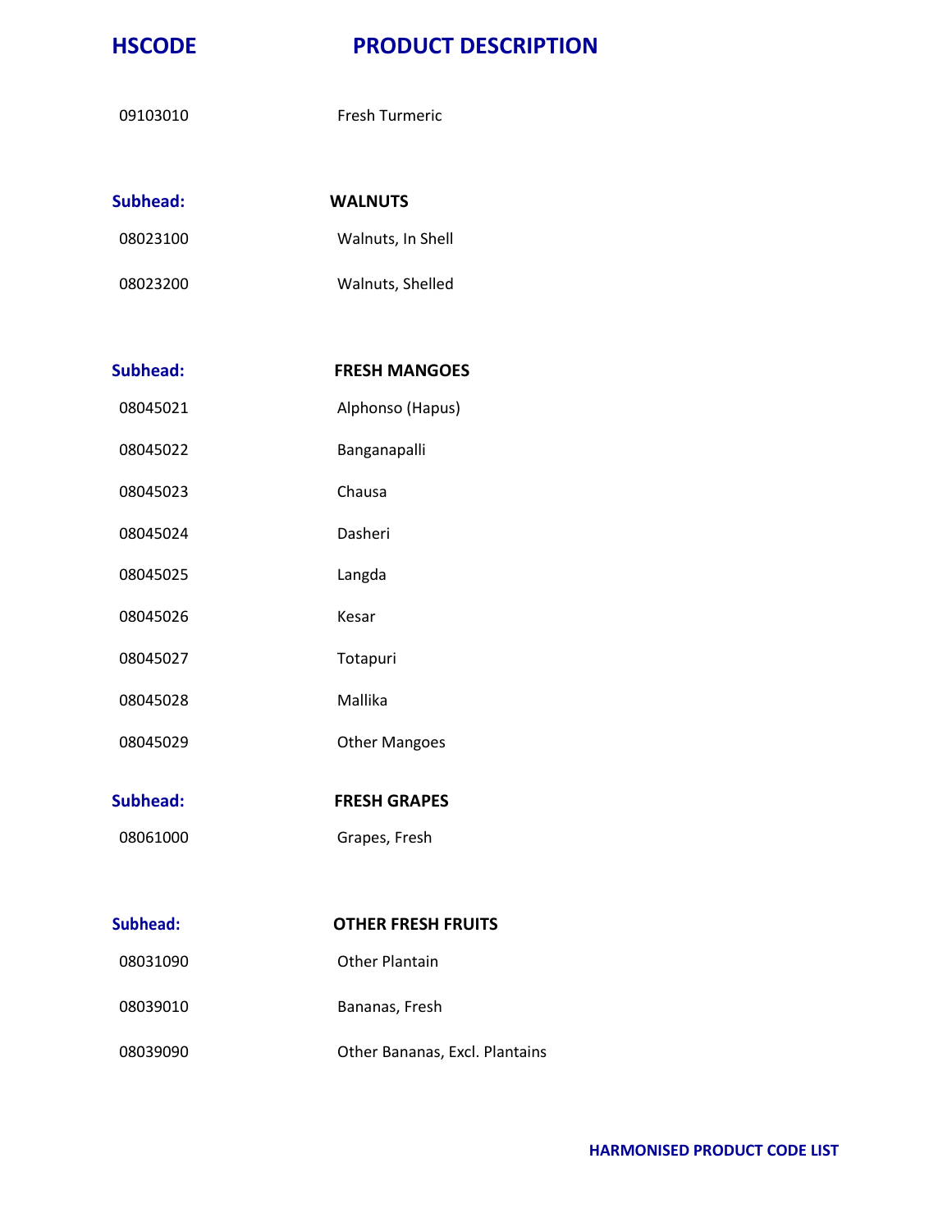| HSCODE | PRODUCT DESCRIPTION |
| --- | --- |
| 09103010 | Fresh Turmeric |
| **Subhead:** | **WALNUTS** |
| 08023100 | Walnuts, In Shell |
| 08023200 | Walnuts, Shelled |
| **Subhead:** | **FRESH MANGOES** |
| 08045021 | Alphonso (Hapus) |
| 08045022 | Banganapalli |
| 08045023 | Chausa |
| 08045024 | Dasheri |
| 08045025 | Langda |
| 08045026 | Kesar |
| 08045027 | Totapuri |
| 08045028 | Mallika |
| 08045029 | Other Mangoes |
| **Subhead:** | **FRESH GRAPES** |
| 08061000 | Grapes, Fresh |
| **Subhead:** | **OTHER FRESH FRUITS** |
| 08031090 | Other Plantain |
| 08039010 | Bananas, Fresh |
| 08039090 | Other Bananas, Excl. Plantains |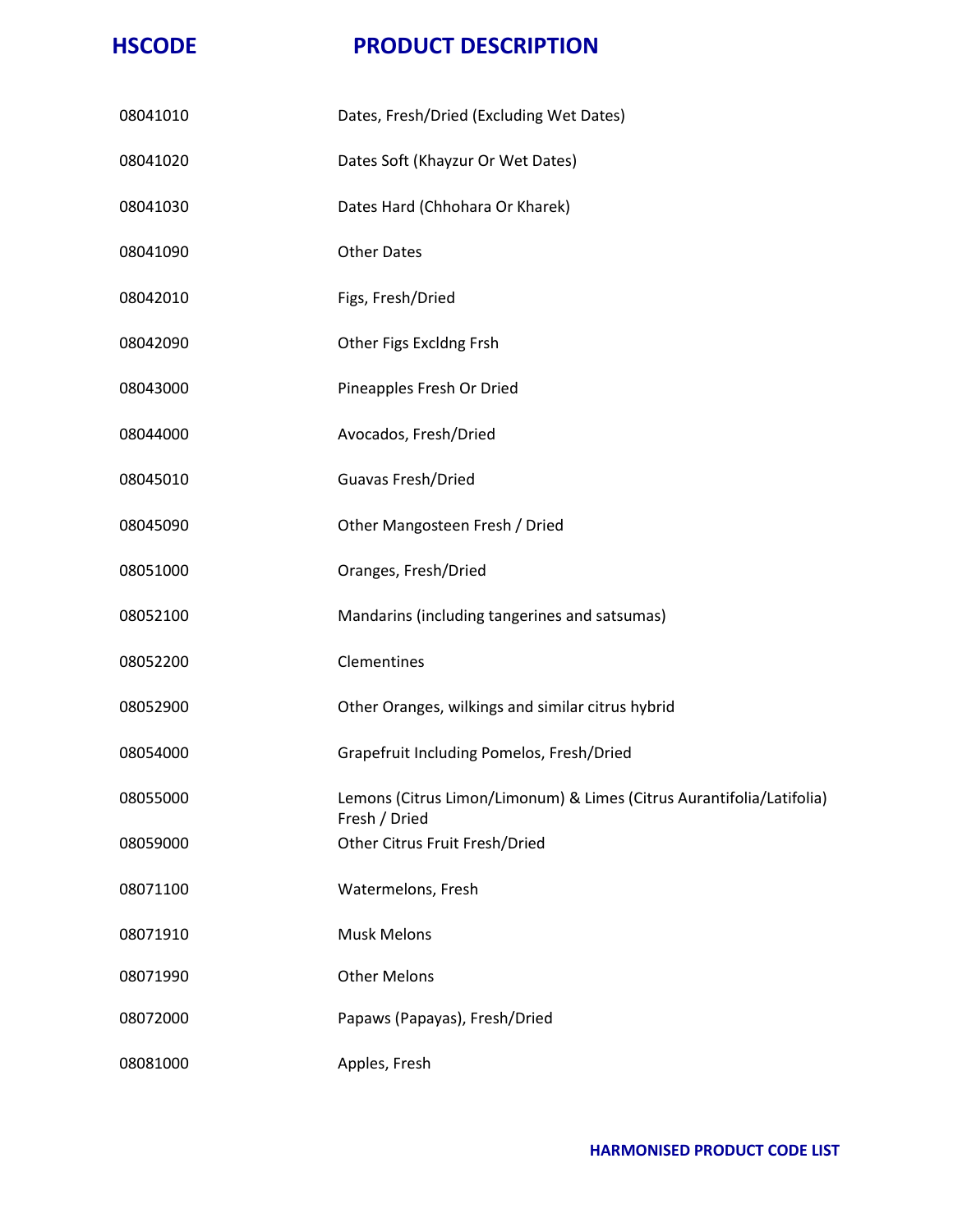| HSCODE | PRODUCT DESCRIPTION |
| --- | --- |
| 08041010 | Dates, Fresh/Dried (Excluding Wet Dates) |
| 08041020 | Dates Soft (Khayzur Or Wet Dates) |
| 08041030 | Dates Hard (Chhohara Or Kharek) |
| 08041090 | Other Dates |
| 08042010 | Figs, Fresh/Dried |
| 08042090 | Other Figs Excldng Frsh |
| 08043000 | Pineapples Fresh Or Dried |
| 08044000 | Avocados, Fresh/Dried |
| 08045010 | Guavas Fresh/Dried |
| 08045090 | Other Mangosteen Fresh / Dried |
| 08051000 | Oranges, Fresh/Dried |
| 08052100 | Mandarins (including tangerines and satsumas) |
| 08052200 | Clementines |
| 08052900 | Other Oranges, wilkings and similar citrus hybrid |
| 08054000 | Grapefruit Including Pomelos, Fresh/Dried |
| 08055000 | Lemons (Citrus Limon/Limonum) & Limes (Citrus Aurantifolia/Latifolia) Fresh / Dried |
| 08059000 | Other Citrus Fruit Fresh/Dried |
| 08071100 | Watermelons, Fresh |
| 08071910 | Musk Melons |
| 08071990 | Other Melons |
| 08072000 | Papaws (Papayas), Fresh/Dried |
| 08081000 | Apples, Fresh |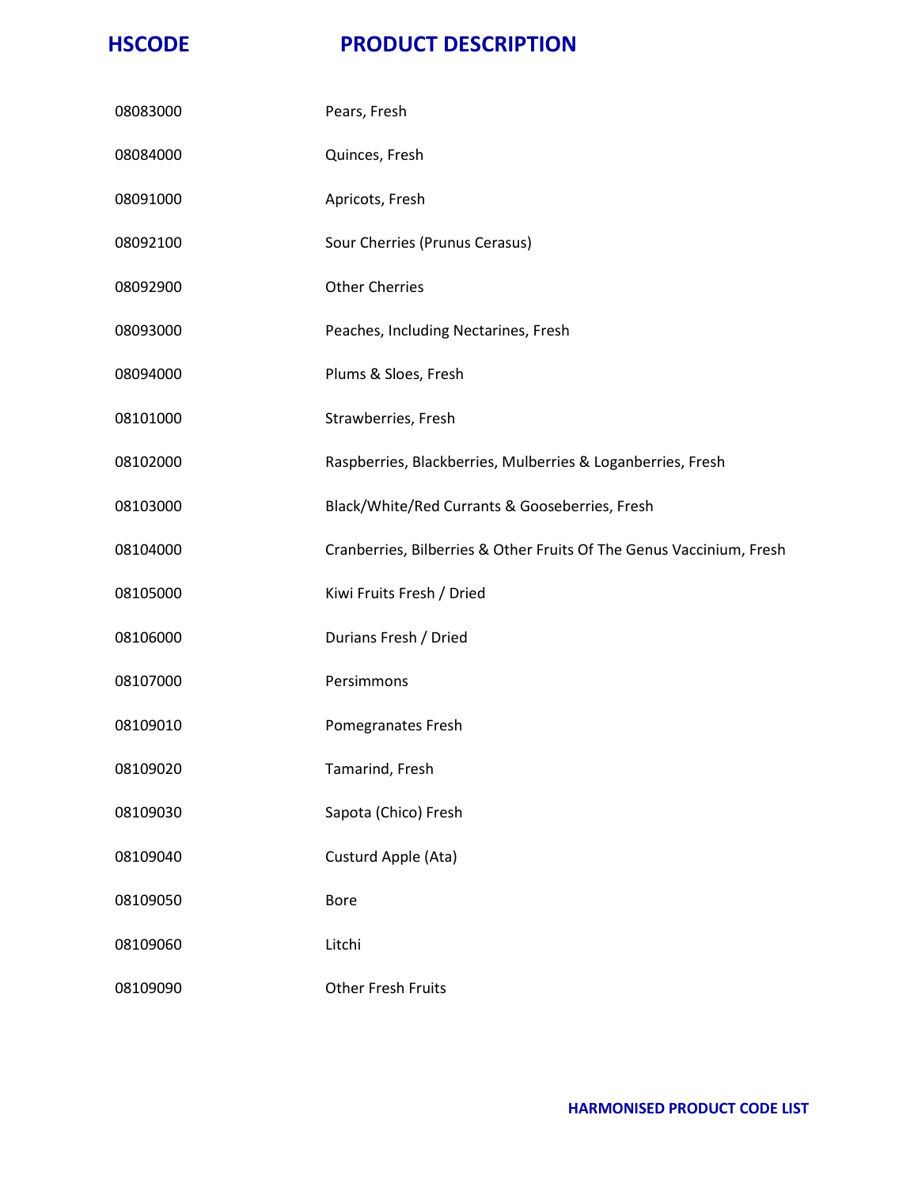| HSCODE | PRODUCT DESCRIPTION |
| --- | --- |
| 08083000 | Pears, Fresh |
| 08084000 | Quinces, Fresh |
| 08091000 | Apricots, Fresh |
| 08092100 | Sour Cherries (Prunus Cerasus) |
| 08092900 | Other Cherries |
| 08093000 | Peaches, Including Nectarines, Fresh |
| 08094000 | Plums & Sloes, Fresh |
| 08101000 | Strawberries, Fresh |
| 08102000 | Raspberries, Blackberries, Mulberries & Loganberries, Fresh |
| 08103000 | Black/White/Red Currants & Gooseberries, Fresh |
| 08104000 | Cranberries, Bilberries & Other Fruits Of The Genus Vaccinium, Fresh |
| 08105000 | Kiwi Fruits Fresh / Dried |
| 08106000 | Durians Fresh / Dried |
| 08107000 | Persimmons |
| 08109010 | Pomegranates Fresh |
| 08109020 | Tamarind, Fresh |
| 08109030 | Sapota (Chico) Fresh |
| 08109040 | Custurd Apple (Ata) |
| 08109050 | Bore |
| 08109060 | Litchi |
| 08109090 | Other Fresh Fruits |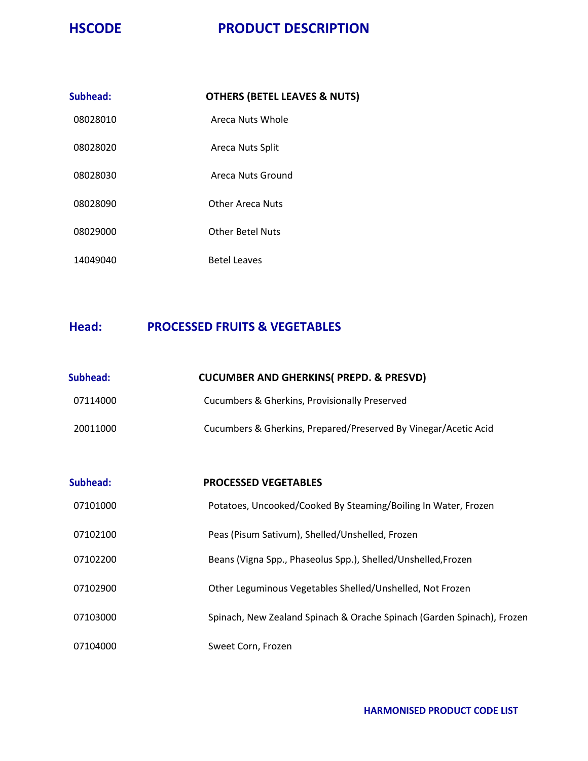| HSCODE | PRODUCT DESCRIPTION |
|---|---|
| **Subhead:** | **OTHERS (BETEL LEAVES & NUTS)** |
| 08028010 | Areca Nuts Whole |
| 08028020 | Areca Nuts Split |
| 08028030 | Areca Nuts Ground |
| 08028090 | Other Areca Nuts |
| 08029000 | Other Betel Nuts |
| 14049040 | Betel Leaves |

## Head: PROCESSED FRUITS & VEGETABLES

| | |
|---|---|
| **Subhead:** | **CUCUMBER AND GHERKINS( PREPD. & PRESVD)** |
| 07114000 | Cucumbers & Gherkins, Provisionally Preserved |
| 20011000 | Cucumbers & Gherkins, Prepared/Preserved By Vinegar/Acetic Acid |

| | |
|---|---|
| **Subhead:** | **PROCESSED VEGETABLES** |
| 07101000 | Potatoes, Uncooked/Cooked By Steaming/Boiling In Water, Frozen |
| 07102100 | Peas (Pisum Sativum), Shelled/Unshelled, Frozen |
| 07102200 | Beans (Vigna Spp., Phaseolus Spp.), Shelled/Unshelled,Frozen |
| 07102900 | Other Leguminous Vegetables Shelled/Unshelled, Not Frozen |
| 07103000 | Spinach, New Zealand Spinach & Orache Spinach (Garden Spinach), Frozen |
| 07104000 | Sweet Corn, Frozen |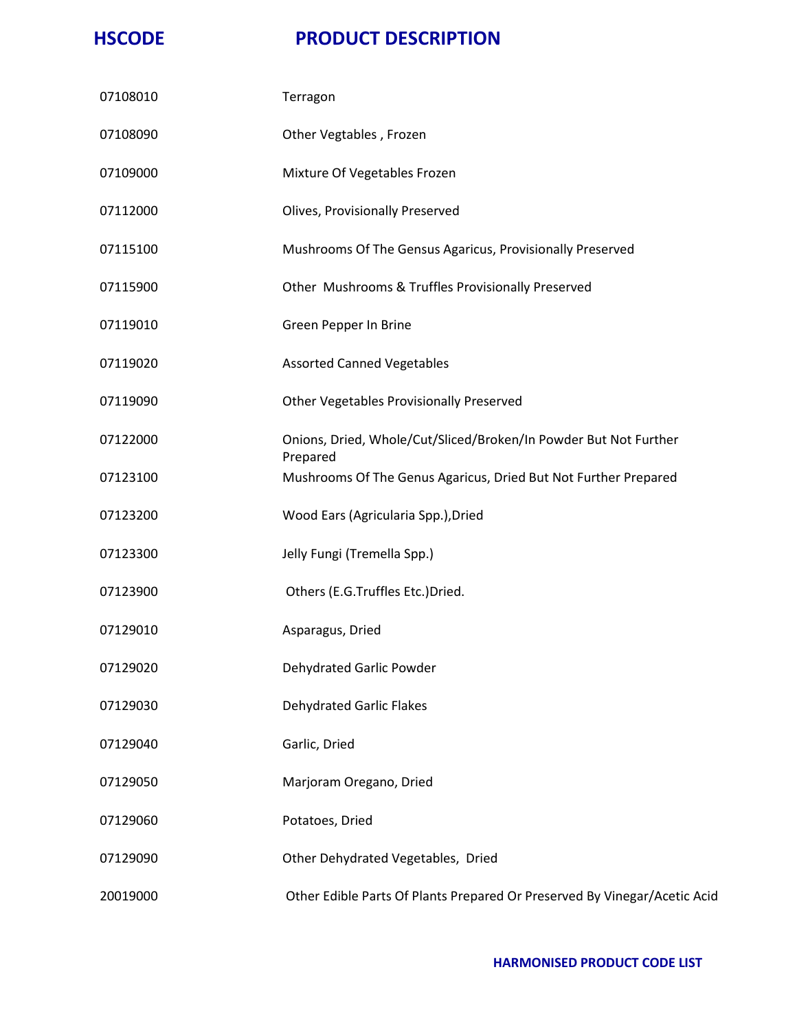| HSCODE | PRODUCT DESCRIPTION |
|---|---|
| 07108010 | Terragon |
| 07108090 | Other Vegtables , Frozen |
| 07109000 | Mixture Of Vegetables Frozen |
| 07112000 | Olives, Provisionally Preserved |
| 07115100 | Mushrooms Of The Gensus Agaricus, Provisionally Preserved |
| 07115900 | Other  Mushrooms & Truffles Provisionally Preserved |
| 07119010 | Green Pepper In Brine |
| 07119020 | Assorted Canned Vegetables |
| 07119090 | Other Vegetables Provisionally Preserved |
| 07122000 | Onions, Dried, Whole/Cut/Sliced/Broken/In Powder But Not Further Prepared |
| 07123100 | Mushrooms Of The Genus Agaricus, Dried But Not Further Prepared |
| 07123200 | Wood Ears (Agricularia Spp.),Dried |
| 07123300 | Jelly Fungi (Tremella Spp.) |
| 07123900 | Others (E.G.Truffles Etc.)Dried. |
| 07129010 | Asparagus, Dried |
| 07129020 | Dehydrated Garlic Powder |
| 07129030 | Dehydrated Garlic Flakes |
| 07129040 | Garlic, Dried |
| 07129050 | Marjoram Oregano, Dried |
| 07129060 | Potatoes, Dried |
| 07129090 | Other Dehydrated Vegetables,  Dried |
| 20019000 | Other Edible Parts Of Plants Prepared Or Preserved By Vinegar/Acetic Acid |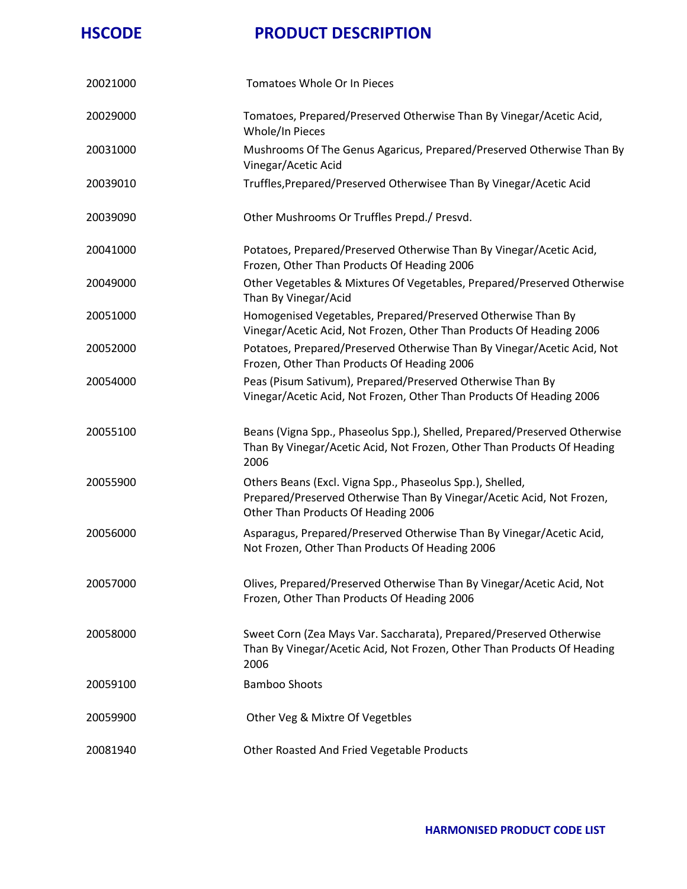| HSCODE | PRODUCT DESCRIPTION |
|---|---|
| 20021000 | Tomatoes Whole Or In Pieces |
| 20029000 | Tomatoes, Prepared/Preserved Otherwise Than By Vinegar/Acetic Acid, Whole/In Pieces |
| 20031000 | Mushrooms Of The Genus Agaricus, Prepared/Preserved Otherwise Than By Vinegar/Acetic Acid |
| 20039010 | Truffles,Prepared/Preserved Otherwisee Than By Vinegar/Acetic Acid |
| 20039090 | Other Mushrooms Or Truffles Prepd./ Presvd. |
| 20041000 | Potatoes, Prepared/Preserved Otherwise Than By Vinegar/Acetic Acid, Frozen, Other Than Products Of Heading 2006 |
| 20049000 | Other Vegetables & Mixtures Of Vegetables, Prepared/Preserved Otherwise Than By Vinegar/Acid |
| 20051000 | Homogenised Vegetables, Prepared/Preserved Otherwise Than By Vinegar/Acetic Acid, Not Frozen, Other Than Products Of Heading 2006 |
| 20052000 | Potatoes, Prepared/Preserved Otherwise Than By Vinegar/Acetic Acid, Not Frozen, Other Than Products Of Heading 2006 |
| 20054000 | Peas (Pisum Sativum), Prepared/Preserved Otherwise Than By Vinegar/Acetic Acid, Not Frozen, Other Than Products Of Heading 2006 |
| 20055100 | Beans (Vigna Spp., Phaseolus Spp.), Shelled, Prepared/Preserved Otherwise Than By Vinegar/Acetic Acid, Not Frozen, Other Than Products Of Heading 2006 |
| 20055900 | Others Beans (Excl. Vigna Spp., Phaseolus Spp.), Shelled, Prepared/Preserved Otherwise Than By Vinegar/Acetic Acid, Not Frozen, Other Than Products Of Heading 2006 |
| 20056000 | Asparagus, Prepared/Preserved Otherwise Than By Vinegar/Acetic Acid, Not Frozen, Other Than Products Of Heading 2006 |
| 20057000 | Olives, Prepared/Preserved Otherwise Than By Vinegar/Acetic Acid, Not Frozen, Other Than Products Of Heading 2006 |
| 20058000 | Sweet Corn (Zea Mays Var. Saccharata), Prepared/Preserved Otherwise Than By Vinegar/Acetic Acid, Not Frozen, Other Than Products Of Heading 2006 |
| 20059100 | Bamboo Shoots |
| 20059900 | Other Veg & Mixtre Of Vegetbles |
| 20081940 | Other Roasted And Fried Vegetable Products |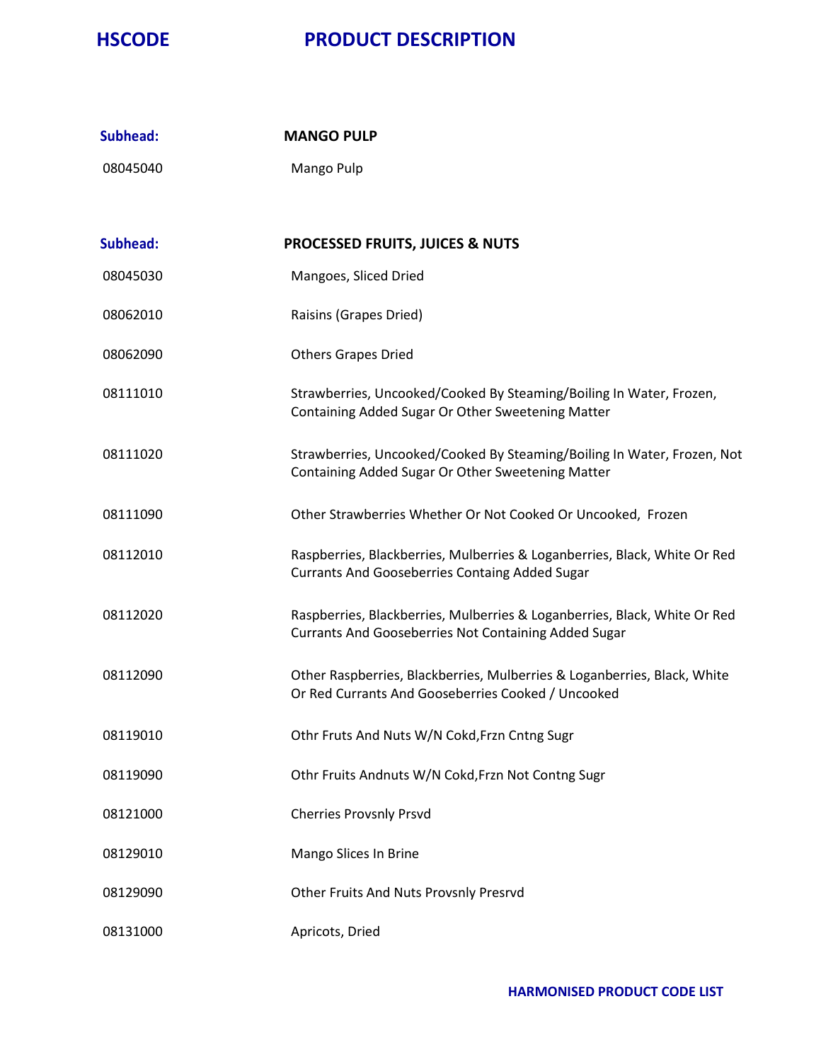| HSCODE | PRODUCT DESCRIPTION |
|---|---|
| **Subhead:** | **MANGO PULP** |
| 08045040 | Mango Pulp |
| **Subhead:** | **PROCESSED FRUITS, JUICES & NUTS** |
| 08045030 | Mangoes, Sliced Dried |
| 08062010 | Raisins (Grapes Dried) |
| 08062090 | Others Grapes Dried |
| 08111010 | Strawberries, Uncooked/Cooked By Steaming/Boiling In Water, Frozen, Containing Added Sugar Or Other Sweetening Matter |
| 08111020 | Strawberries, Uncooked/Cooked By Steaming/Boiling In Water, Frozen, Not Containing Added Sugar Or Other Sweetening Matter |
| 08111090 | Other Strawberries Whether Or Not Cooked Or Uncooked, Frozen |
| 08112010 | Raspberries, Blackberries, Mulberries & Loganberries, Black, White Or Red Currants And Gooseberries Containg Added Sugar |
| 08112020 | Raspberries, Blackberries, Mulberries & Loganberries, Black, White Or Red Currants And Gooseberries Not Containing Added Sugar |
| 08112090 | Other Raspberries, Blackberries, Mulberries & Loganberries, Black, White Or Red Currants And Gooseberries Cooked / Uncooked |
| 08119010 | Othr Fruts And Nuts W/N Cokd,Frzn Cntng Sugr |
| 08119090 | Othr Fruits Andnuts W/N Cokd,Frzn Not Contng Sugr |
| 08121000 | Cherries Provsnly Prsvd |
| 08129010 | Mango Slices In Brine |
| 08129090 | Other Fruits And Nuts Provsnly Presrvd |
| 08131000 | Apricots, Dried |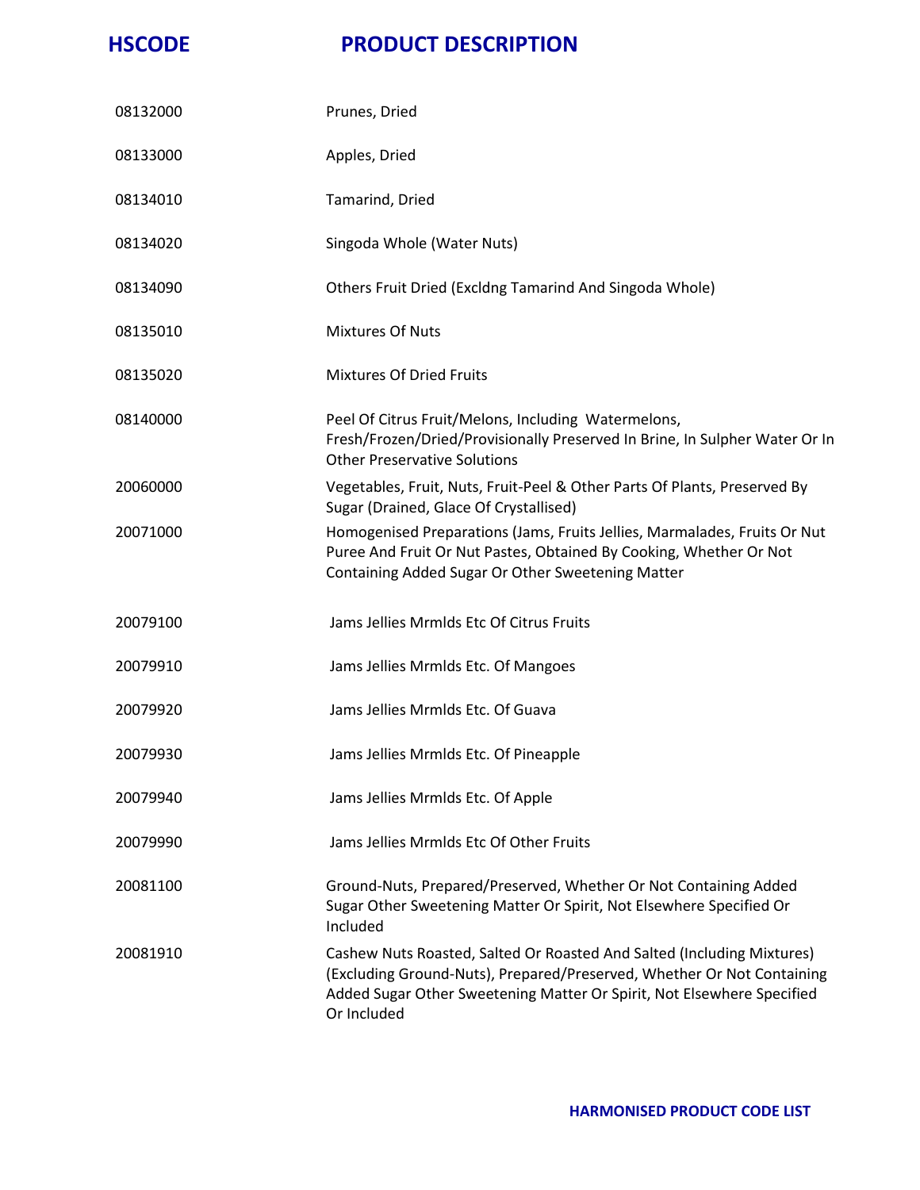| HSCODE | PRODUCT DESCRIPTION |
| --- | --- |
| 08132000 | Prunes, Dried |
| 08133000 | Apples, Dried |
| 08134010 | Tamarind, Dried |
| 08134020 | Singoda Whole (Water Nuts) |
| 08134090 | Others Fruit Dried (Excldng Tamarind And Singoda Whole) |
| 08135010 | Mixtures Of Nuts |
| 08135020 | Mixtures Of Dried Fruits |
| 08140000 | Peel Of Citrus Fruit/Melons, Including Watermelons, Fresh/Frozen/Dried/Provisionally Preserved In Brine, In Sulpher Water Or In Other Preservative Solutions |
| 20060000 | Vegetables, Fruit, Nuts, Fruit-Peel & Other Parts Of Plants, Preserved By Sugar (Drained, Glace Of Crystallised) |
| 20071000 | Homogenised Preparations (Jams, Fruits Jellies, Marmalades, Fruits Or Nut Puree And Fruit Or Nut Pastes, Obtained By Cooking, Whether Or Not Containing Added Sugar Or Other Sweetening Matter |
| 20079100 | Jams Jellies Mrmlds Etc Of Citrus Fruits |
| 20079910 | Jams Jellies Mrmlds Etc. Of Mangoes |
| 20079920 | Jams Jellies Mrmlds Etc. Of Guava |
| 20079930 | Jams Jellies Mrmlds Etc. Of Pineapple |
| 20079940 | Jams Jellies Mrmlds Etc. Of Apple |
| 20079990 | Jams Jellies Mrmlds Etc Of Other Fruits |
| 20081100 | Ground-Nuts, Prepared/Preserved, Whether Or Not Containing Added Sugar Other Sweetening Matter Or Spirit, Not Elsewhere Specified Or Included |
| 20081910 | Cashew Nuts Roasted, Salted Or Roasted And Salted (Including Mixtures) (Excluding Ground-Nuts), Prepared/Preserved, Whether Or Not Containing Added Sugar Other Sweetening Matter Or Spirit, Not Elsewhere Specified Or Included |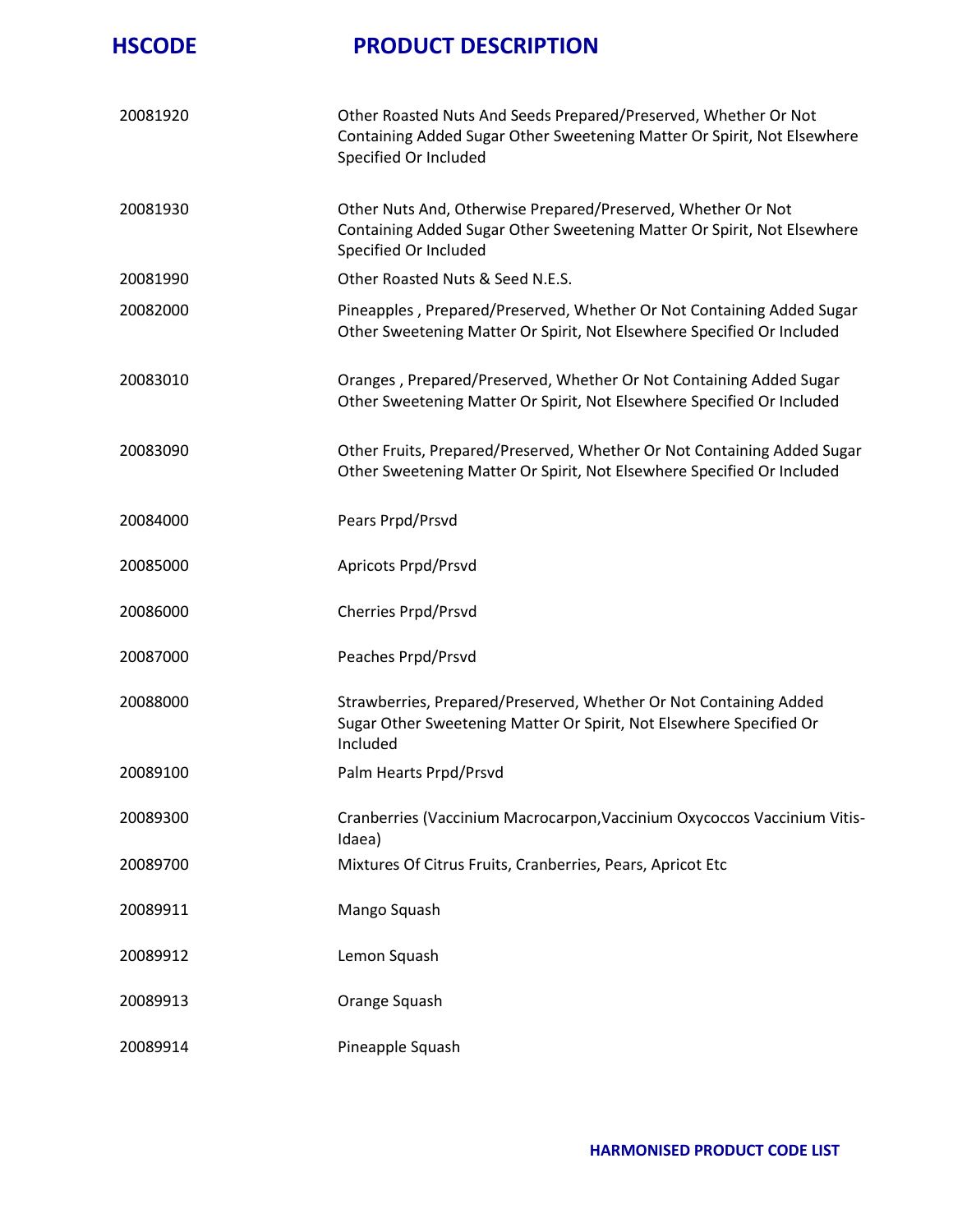| HSCODE | PRODUCT DESCRIPTION |
|---|---|
| 20081920 | Other Roasted Nuts And Seeds Prepared/Preserved, Whether Or Not Containing Added Sugar Other Sweetening Matter Or Spirit, Not Elsewhere Specified Or Included |
| 20081930 | Other Nuts And, Otherwise Prepared/Preserved, Whether Or Not Containing Added Sugar Other Sweetening Matter Or Spirit, Not Elsewhere Specified Or Included |
| 20081990 | Other Roasted Nuts & Seed N.E.S. |
| 20082000 | Pineapples , Prepared/Preserved, Whether Or Not Containing Added Sugar Other Sweetening Matter Or Spirit, Not Elsewhere Specified Or Included |
| 20083010 | Oranges , Prepared/Preserved, Whether Or Not Containing Added Sugar Other Sweetening Matter Or Spirit, Not Elsewhere Specified Or Included |
| 20083090 | Other Fruits, Prepared/Preserved, Whether Or Not Containing Added Sugar Other Sweetening Matter Or Spirit, Not Elsewhere Specified Or Included |
| 20084000 | Pears Prpd/Prsvd |
| 20085000 | Apricots Prpd/Prsvd |
| 20086000 | Cherries Prpd/Prsvd |
| 20087000 | Peaches Prpd/Prsvd |
| 20088000 | Strawberries, Prepared/Preserved, Whether Or Not Containing Added Sugar Other Sweetening Matter Or Spirit, Not Elsewhere Specified Or Included |
| 20089100 | Palm Hearts Prpd/Prsvd |
| 20089300 | Cranberries (Vaccinium Macrocarpon,Vaccinium Oxycoccos Vaccinium Vitis-Idaea) |
| 20089700 | Mixtures Of Citrus Fruits, Cranberries, Pears, Apricot Etc |
| 20089911 | Mango Squash |
| 20089912 | Lemon Squash |
| 20089913 | Orange Squash |
| 20089914 | Pineapple Squash |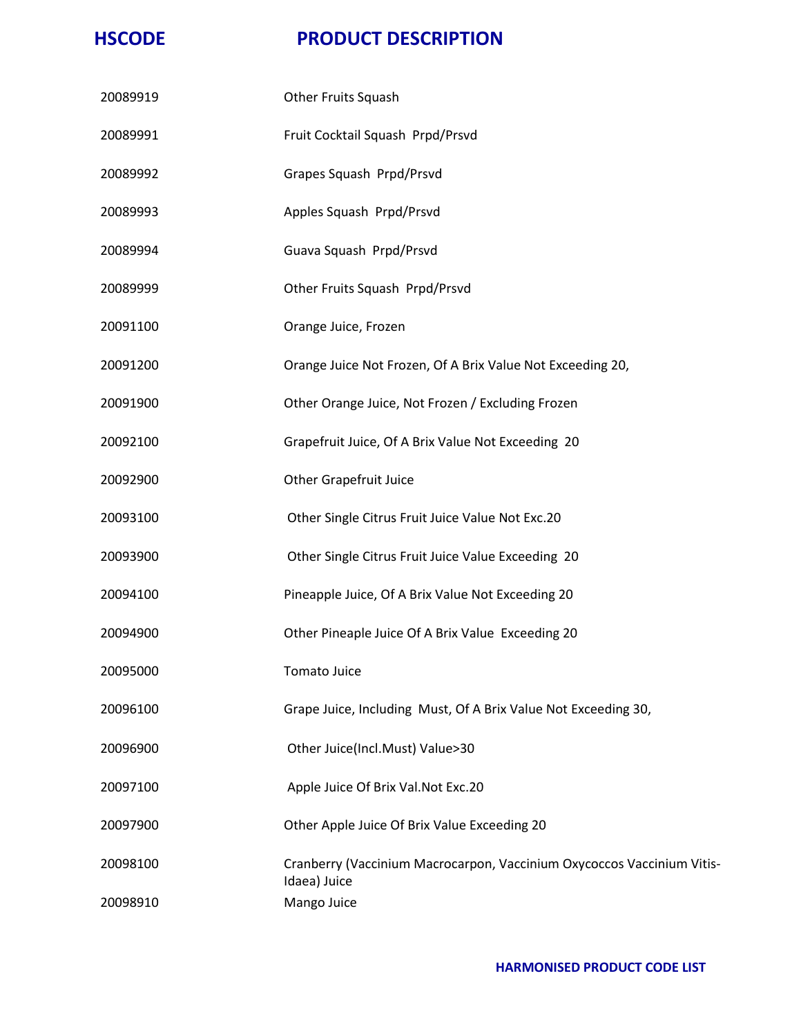| HSCODE | PRODUCT DESCRIPTION |
|---|---|
| 20089919 | Other Fruits Squash |
| 20089991 | Fruit Cocktail Squash Prpd/Prsvd |
| 20089992 | Grapes Squash Prpd/Prsvd |
| 20089993 | Apples Squash Prpd/Prsvd |
| 20089994 | Guava Squash Prpd/Prsvd |
| 20089999 | Other Fruits Squash Prpd/Prsvd |
| 20091100 | Orange Juice, Frozen |
| 20091200 | Orange Juice Not Frozen, Of A Brix Value Not Exceeding 20, |
| 20091900 | Other Orange Juice, Not Frozen / Excluding Frozen |
| 20092100 | Grapefruit Juice, Of A Brix Value Not Exceeding 20 |
| 20092900 | Other Grapefruit Juice |
| 20093100 | Other Single Citrus Fruit Juice Value Not Exc.20 |
| 20093900 | Other Single Citrus Fruit Juice Value Exceeding 20 |
| 20094100 | Pineapple Juice, Of A Brix Value Not Exceeding 20 |
| 20094900 | Other Pineaple Juice Of A Brix Value Exceeding 20 |
| 20095000 | Tomato Juice |
| 20096100 | Grape Juice, Including Must, Of A Brix Value Not Exceeding 30, |
| 20096900 | Other Juice(Incl.Must) Value>30 |
| 20097100 | Apple Juice Of Brix Val.Not Exc.20 |
| 20097900 | Other Apple Juice Of Brix Value Exceeding 20 |
| 20098100 | Cranberry (Vaccinium Macrocarpon, Vaccinium Oxycoccos Vaccinium Vitis-Idaea) Juice |
| 20098910 | Mango Juice |

HARMONISED PRODUCT CODE LIST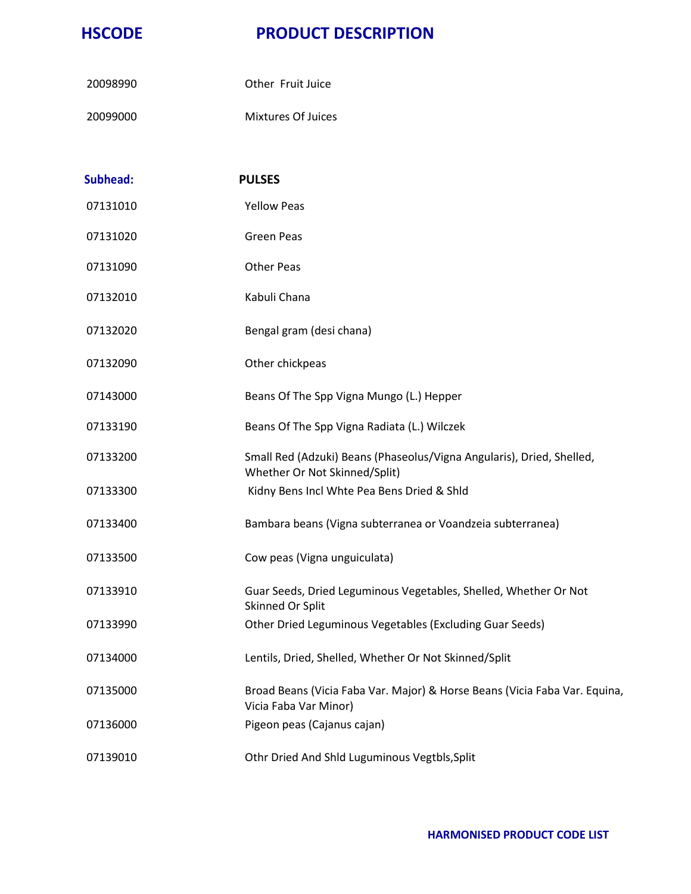| HSCODE | PRODUCT DESCRIPTION |
|---|---|
| 20098990 | Other  Fruit Juice |
| 20099000 | Mixtures Of Juices |
| **Subhead:** | **PULSES** |
| 07131010 | Yellow Peas |
| 07131020 | Green Peas |
| 07131090 | Other Peas |
| 07132010 | Kabuli Chana |
| 07132020 | Bengal gram (desi chana) |
| 07132090 | Other chickpeas |
| 07143000 | Beans Of The Spp Vigna Mungo (L.) Hepper |
| 07133190 | Beans Of The Spp Vigna Radiata (L.) Wilczek |
| 07133200 | Small Red (Adzuki) Beans (Phaseolus/Vigna Angularis), Dried, Shelled, Whether Or Not Skinned/Split) |
| 07133300 | Kidny Bens Incl Whte Pea Bens Dried & Shld |
| 07133400 | Bambara beans (Vigna subterranea or Voandzeia subterranea) |
| 07133500 | Cow peas (Vigna unguiculata) |
| 07133910 | Guar Seeds, Dried Leguminous Vegetables, Shelled, Whether Or Not Skinned Or Split |
| 07133990 | Other Dried Leguminous Vegetables (Excluding Guar Seeds) |
| 07134000 | Lentils, Dried, Shelled, Whether Or Not Skinned/Split |
| 07135000 | Broad Beans (Vicia Faba Var. Major) & Horse Beans (Vicia Faba Var. Equina, Vicia Faba Var Minor) |
| 07136000 | Pigeon peas (Cajanus cajan) |
| 07139010 | Othr Dried And Shld Luguminous Vegtbls,Split |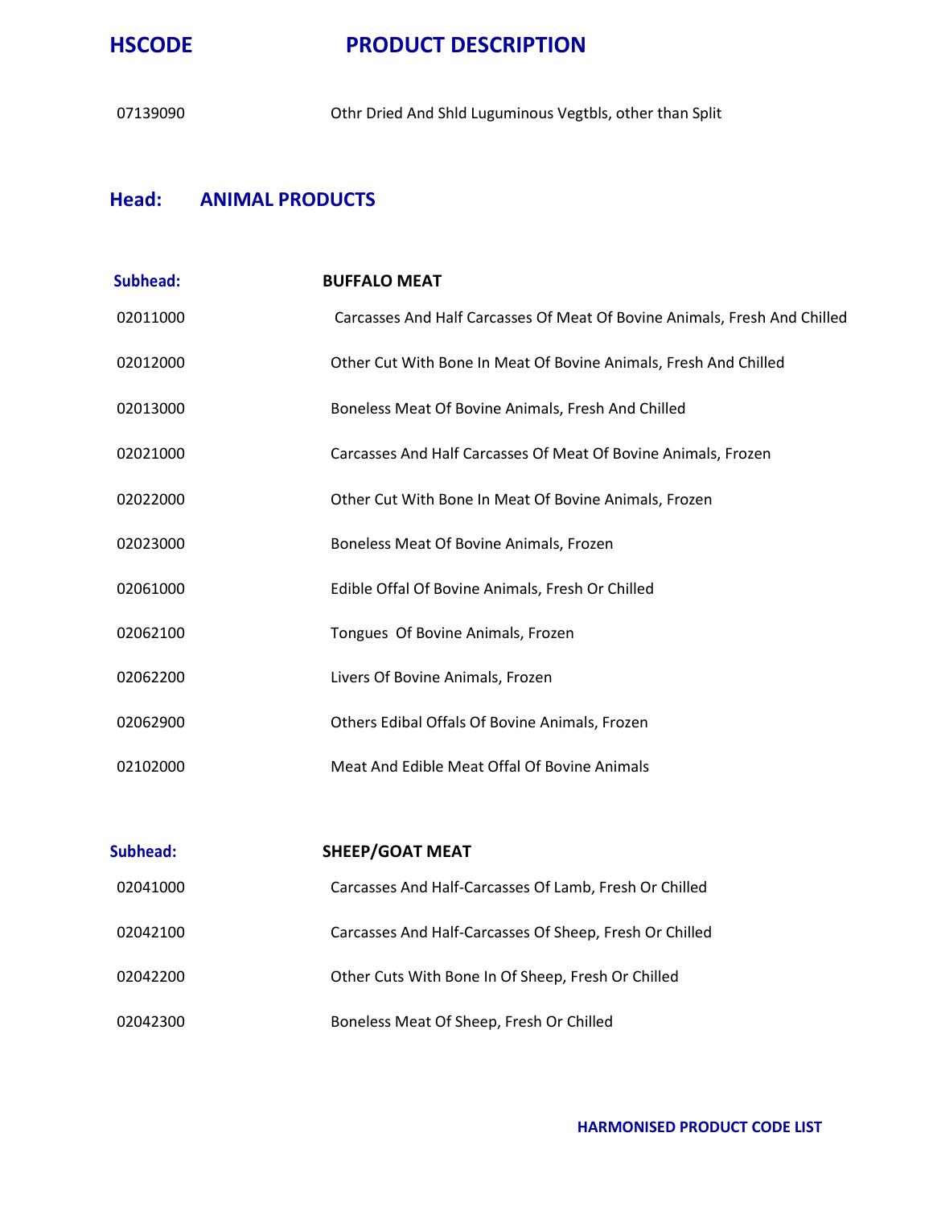| HSCODE | PRODUCT DESCRIPTION |
|---|---|
| 07139090 | Othr Dried And Shld Luguminous Vegtbls, other than Split |

## Head: ANIMAL PRODUCTS

| Subhead: | BUFFALO MEAT |
|---|---|
| 02011000 | Carcasses And Half Carcasses Of Meat Of Bovine Animals, Fresh And Chilled |
| 02012000 | Other Cut With Bone In Meat Of Bovine Animals, Fresh And Chilled |
| 02013000 | Boneless Meat Of Bovine Animals, Fresh And Chilled |
| 02021000 | Carcasses And Half Carcasses Of Meat Of Bovine Animals, Frozen |
| 02022000 | Other Cut With Bone In Meat Of Bovine Animals, Frozen |
| 02023000 | Boneless Meat Of Bovine Animals, Frozen |
| 02061000 | Edible Offal Of Bovine Animals, Fresh Or Chilled |
| 02062100 | Tongues Of Bovine Animals, Frozen |
| 02062200 | Livers Of Bovine Animals, Frozen |
| 02062900 | Others Edibal Offals Of Bovine Animals, Frozen |
| 02102000 | Meat And Edible Meat Offal Of Bovine Animals |

| Subhead: | SHEEP/GOAT MEAT |
|---|---|
| 02041000 | Carcasses And Half-Carcasses Of Lamb, Fresh Or Chilled |
| 02042100 | Carcasses And Half-Carcasses Of Sheep, Fresh Or Chilled |
| 02042200 | Other Cuts With Bone In Of Sheep, Fresh Or Chilled |
| 02042300 | Boneless Meat Of Sheep, Fresh Or Chilled |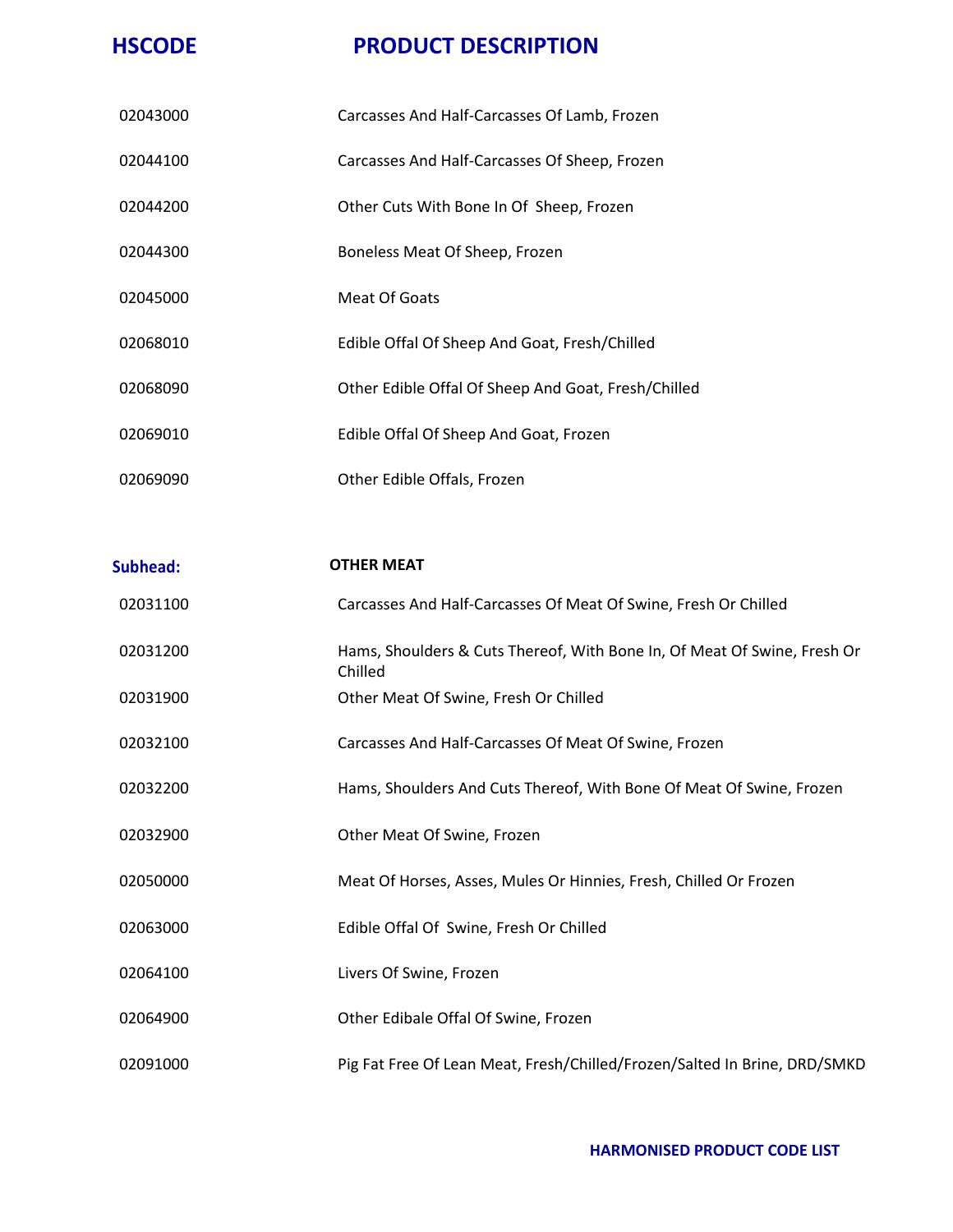| HSCODE | PRODUCT DESCRIPTION |
| --- | --- |
| 02043000 | Carcasses And Half-Carcasses Of Lamb, Frozen |
| 02044100 | Carcasses And Half-Carcasses Of Sheep, Frozen |
| 02044200 | Other Cuts With Bone In Of  Sheep, Frozen |
| 02044300 | Boneless Meat Of Sheep, Frozen |
| 02045000 | Meat Of Goats |
| 02068010 | Edible Offal Of Sheep And Goat, Fresh/Chilled |
| 02068090 | Other Edible Offal Of Sheep And Goat, Fresh/Chilled |
| 02069010 | Edible Offal Of Sheep And Goat, Frozen |
| 02069090 | Other Edible Offals, Frozen |

| Subhead: | OTHER MEAT |
| --- | --- |
| 02031100 | Carcasses And Half-Carcasses Of Meat Of Swine, Fresh Or Chilled |
| 02031200 | Hams, Shoulders & Cuts Thereof, With Bone In, Of Meat Of Swine, Fresh Or Chilled |
| 02031900 | Other Meat Of Swine, Fresh Or Chilled |
| 02032100 | Carcasses And Half-Carcasses Of Meat Of Swine, Frozen |
| 02032200 | Hams, Shoulders And Cuts Thereof, With Bone Of Meat Of Swine, Frozen |
| 02032900 | Other Meat Of Swine, Frozen |
| 02050000 | Meat Of Horses, Asses, Mules Or Hinnies, Fresh, Chilled Or Frozen |
| 02063000 | Edible Offal Of  Swine, Fresh Or Chilled |
| 02064100 | Livers Of Swine, Frozen |
| 02064900 | Other Edibale Offal Of Swine, Frozen |
| 02091000 | Pig Fat Free Of Lean Meat, Fresh/Chilled/Frozen/Salted In Brine, DRD/SMKD |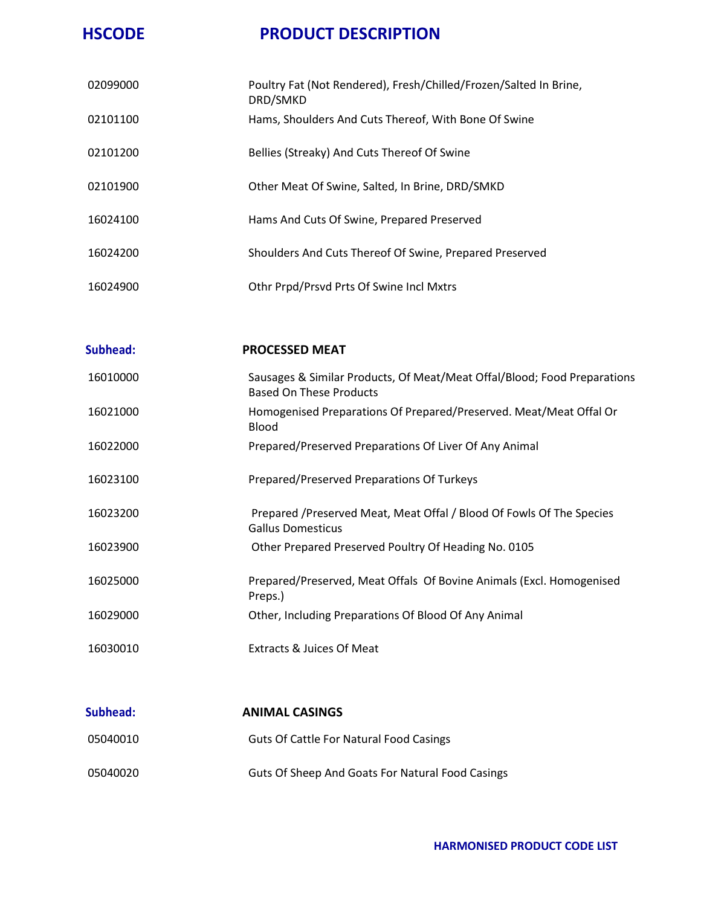| HSCODE | PRODUCT DESCRIPTION |
|---|---|
| 02099000 | Poultry Fat (Not Rendered), Fresh/Chilled/Frozen/Salted In Brine, DRD/SMKD |
| 02101100 | Hams, Shoulders And Cuts Thereof, With Bone Of Swine |
| 02101200 | Bellies (Streaky) And Cuts Thereof Of Swine |
| 02101900 | Other Meat Of Swine, Salted, In Brine, DRD/SMKD |
| 16024100 | Hams And Cuts Of Swine, Prepared Preserved |
| 16024200 | Shoulders And Cuts Thereof Of Swine, Prepared Preserved |
| 16024900 | Othr Prpd/Prsvd Prts Of Swine Incl Mxtrs |

| Subhead: | PROCESSED MEAT |
|---|---|
| 16010000 | Sausages & Similar Products, Of Meat/Meat Offal/Blood; Food Preparations Based On These Products |
| 16021000 | Homogenised Preparations Of Prepared/Preserved. Meat/Meat Offal Or Blood |
| 16022000 | Prepared/Preserved Preparations Of Liver Of Any Animal |
| 16023100 | Prepared/Preserved Preparations Of Turkeys |
| 16023200 | Prepared /Preserved Meat, Meat Offal / Blood Of Fowls Of The Species Gallus Domesticus |
| 16023900 | Other Prepared Preserved Poultry Of Heading No. 0105 |
| 16025000 | Prepared/Preserved, Meat Offals Of Bovine Animals (Excl. Homogenised Preps.) |
| 16029000 | Other, Including Preparations Of Blood Of Any Animal |
| 16030010 | Extracts & Juices Of Meat |

| Subhead: | ANIMAL CASINGS |
|---|---|
| 05040010 | Guts Of Cattle For Natural Food Casings |
| 05040020 | Guts Of Sheep And Goats For Natural Food Casings |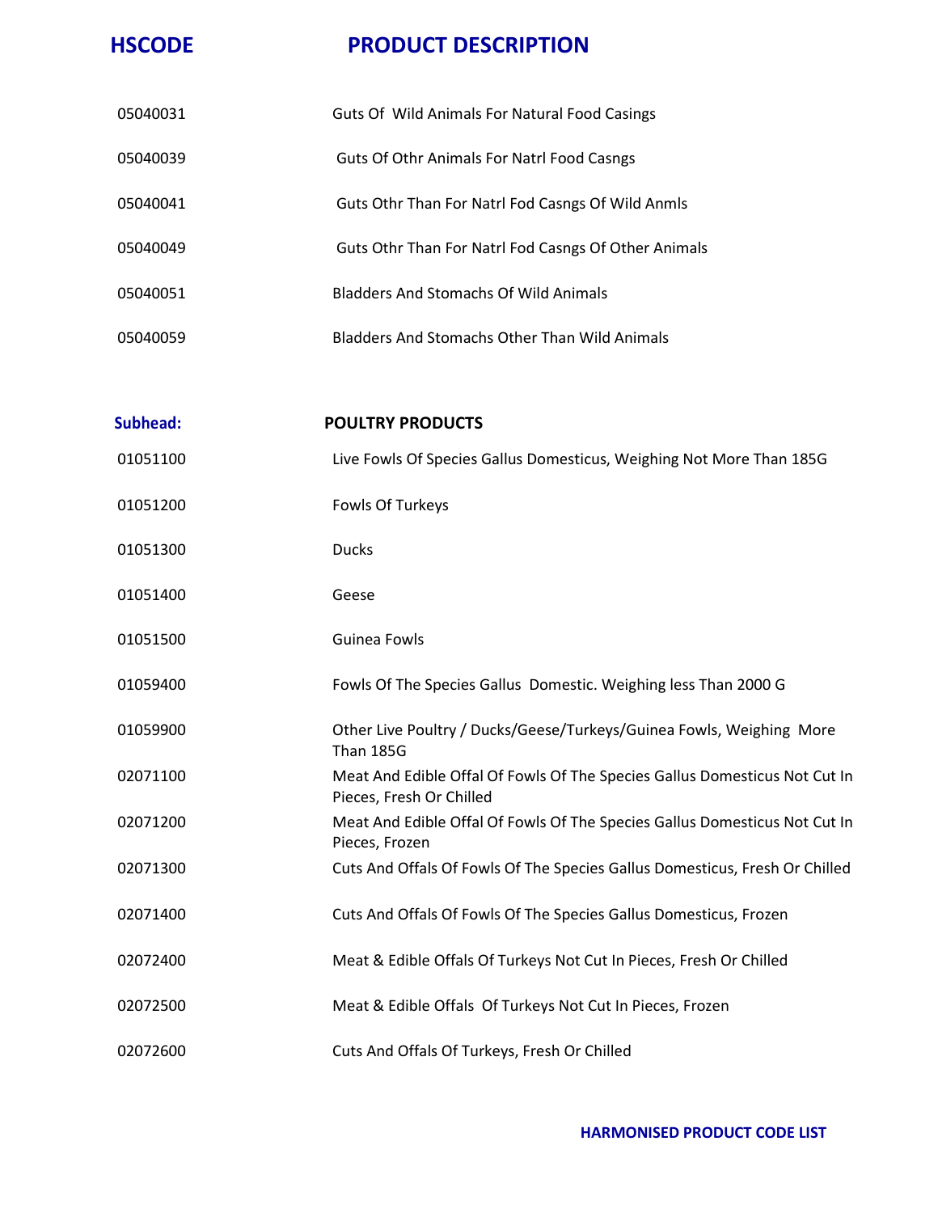| HSCODE | PRODUCT DESCRIPTION |
| --- | --- |
| 05040031 | Guts Of Wild Animals For Natural Food Casings |
| 05040039 | Guts Of Othr Animals For Natrl Food Casngs |
| 05040041 | Guts Othr Than For Natrl Fod Casngs Of Wild Anmls |
| 05040049 | Guts Othr Than For Natrl Fod Casngs Of Other Animals |
| 05040051 | Bladders And Stomachs Of Wild Animals |
| 05040059 | Bladders And Stomachs Other Than Wild Animals |
| **Subhead:** | **POULTRY PRODUCTS** |
| 01051100 | Live Fowls Of Species Gallus Domesticus, Weighing Not More Than 185G |
| 01051200 | Fowls Of Turkeys |
| 01051300 | Ducks |
| 01051400 | Geese |
| 01051500 | Guinea Fowls |
| 01059400 | Fowls Of The Species Gallus Domestic. Weighing less Than 2000 G |
| 01059900 | Other Live Poultry / Ducks/Geese/Turkeys/Guinea Fowls, Weighing More Than 185G |
| 02071100 | Meat And Edible Offal Of Fowls Of The Species Gallus Domesticus Not Cut In Pieces, Fresh Or Chilled |
| 02071200 | Meat And Edible Offal Of Fowls Of The Species Gallus Domesticus Not Cut In Pieces, Frozen |
| 02071300 | Cuts And Offals Of Fowls Of The Species Gallus Domesticus, Fresh Or Chilled |
| 02071400 | Cuts And Offals Of Fowls Of The Species Gallus Domesticus, Frozen |
| 02072400 | Meat & Edible Offals Of Turkeys Not Cut In Pieces, Fresh Or Chilled |
| 02072500 | Meat & Edible Offals Of Turkeys Not Cut In Pieces, Frozen |
| 02072600 | Cuts And Offals Of Turkeys, Fresh Or Chilled |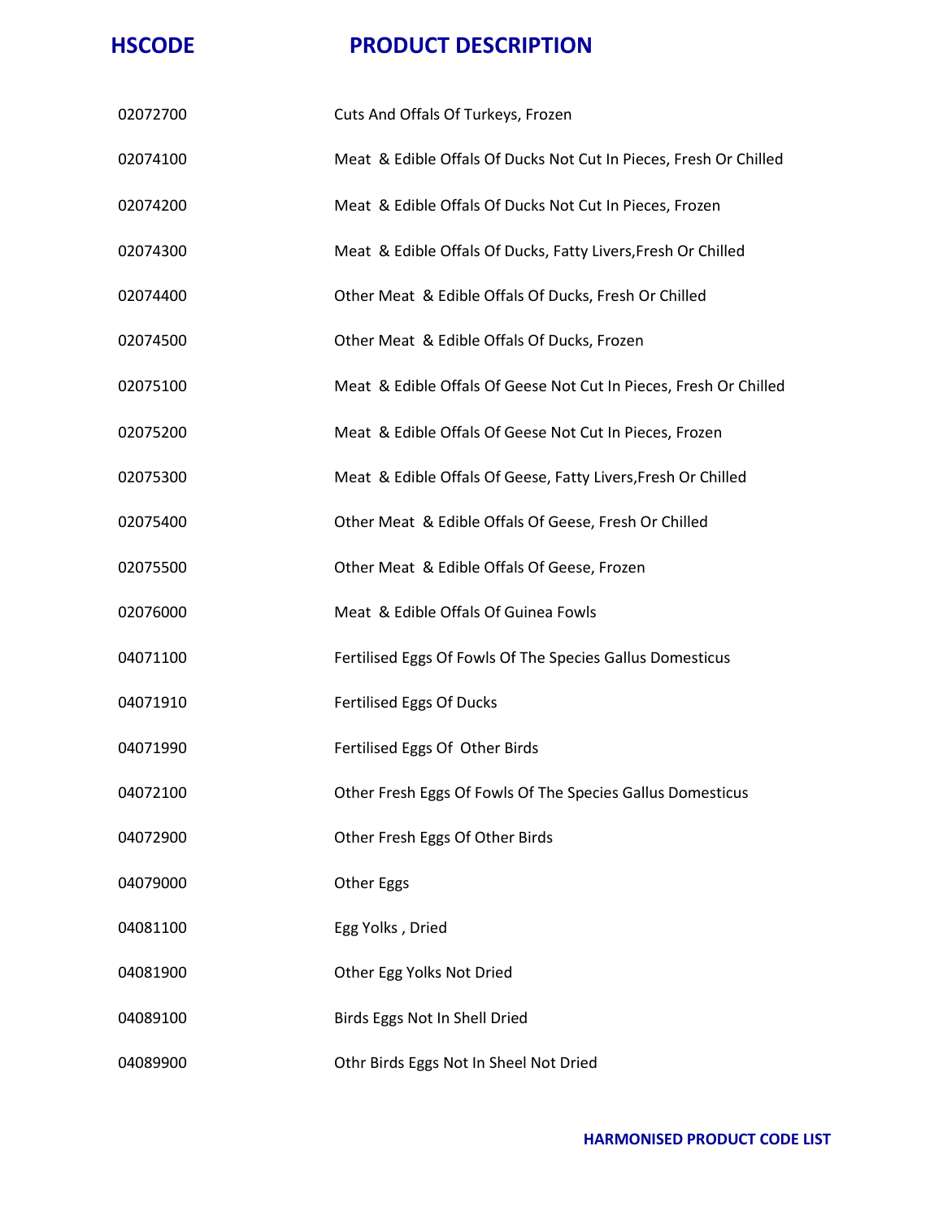| HSCODE | PRODUCT DESCRIPTION |
|---|---|
| 02072700 | Cuts And Offals Of Turkeys, Frozen |
| 02074100 | Meat  & Edible Offals Of Ducks Not Cut In Pieces, Fresh Or Chilled |
| 02074200 | Meat  & Edible Offals Of Ducks Not Cut In Pieces, Frozen |
| 02074300 | Meat  & Edible Offals Of Ducks, Fatty Livers,Fresh Or Chilled |
| 02074400 | Other Meat  & Edible Offals Of Ducks, Fresh Or Chilled |
| 02074500 | Other Meat  & Edible Offals Of Ducks, Frozen |
| 02075100 | Meat  & Edible Offals Of Geese Not Cut In Pieces, Fresh Or Chilled |
| 02075200 | Meat  & Edible Offals Of Geese Not Cut In Pieces, Frozen |
| 02075300 | Meat  & Edible Offals Of Geese, Fatty Livers,Fresh Or Chilled |
| 02075400 | Other Meat  & Edible Offals Of Geese, Fresh Or Chilled |
| 02075500 | Other Meat  & Edible Offals Of Geese, Frozen |
| 02076000 | Meat  & Edible Offals Of Guinea Fowls |
| 04071100 | Fertilised Eggs Of Fowls Of The Species Gallus Domesticus |
| 04071910 | Fertilised Eggs Of Ducks |
| 04071990 | Fertilised Eggs Of  Other Birds |
| 04072100 | Other Fresh Eggs Of Fowls Of The Species Gallus Domesticus |
| 04072900 | Other Fresh Eggs Of Other Birds |
| 04079000 | Other Eggs |
| 04081100 | Egg Yolks , Dried |
| 04081900 | Other Egg Yolks Not Dried |
| 04089100 | Birds Eggs Not In Shell Dried |
| 04089900 | Othr Birds Eggs Not In Sheel Not Dried |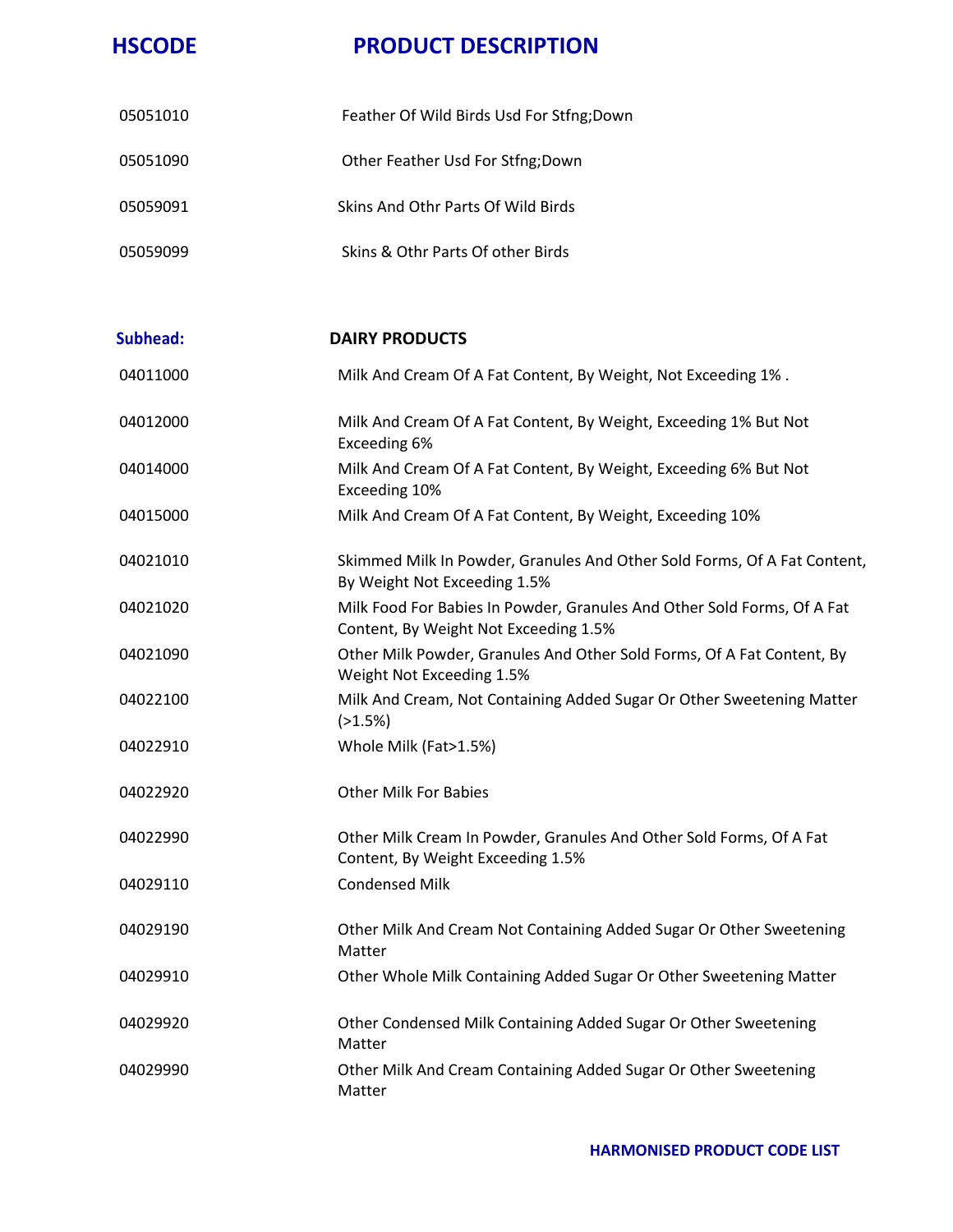| HSCODE | PRODUCT DESCRIPTION |
|---|---|
| 05051010 | Feather Of Wild Birds Usd For Stfng;Down |
| 05051090 | Other Feather Usd For Stfng;Down |
| 05059091 | Skins And Othr Parts Of Wild Birds |
| 05059099 | Skins & Othr Parts Of other Birds |

| Subhead: | DAIRY PRODUCTS |
|---|---|
| 04011000 | Milk And Cream Of A Fat Content, By Weight, Not Exceeding 1% . |
| 04012000 | Milk And Cream Of A Fat Content, By Weight, Exceeding 1% But Not Exceeding 6% |
| 04014000 | Milk And Cream Of A Fat Content, By Weight, Exceeding 6% But Not Exceeding 10% |
| 04015000 | Milk And Cream Of A Fat Content, By Weight, Exceeding 10% |
| 04021010 | Skimmed Milk In Powder, Granules And Other Sold Forms, Of A Fat Content, By Weight Not Exceeding 1.5% |
| 04021020 | Milk Food For Babies In Powder, Granules And Other Sold Forms, Of A Fat Content, By Weight Not Exceeding 1.5% |
| 04021090 | Other Milk Powder, Granules And Other Sold Forms, Of A Fat Content, By Weight Not Exceeding 1.5% |
| 04022100 | Milk And Cream, Not Containing Added Sugar Or Other Sweetening Matter (>1.5%) |
| 04022910 | Whole Milk (Fat>1.5%) |
| 04022920 | Other Milk For Babies |
| 04022990 | Other Milk Cream In Powder, Granules And Other Sold Forms, Of A Fat Content, By Weight Exceeding 1.5% |
| 04029110 | Condensed Milk |
| 04029190 | Other Milk And Cream Not Containing Added Sugar Or Other Sweetening Matter |
| 04029910 | Other Whole Milk Containing Added Sugar Or Other Sweetening Matter |
| 04029920 | Other Condensed Milk Containing Added Sugar Or Other Sweetening Matter |
| 04029990 | Other Milk And Cream Containing Added Sugar Or Other Sweetening Matter |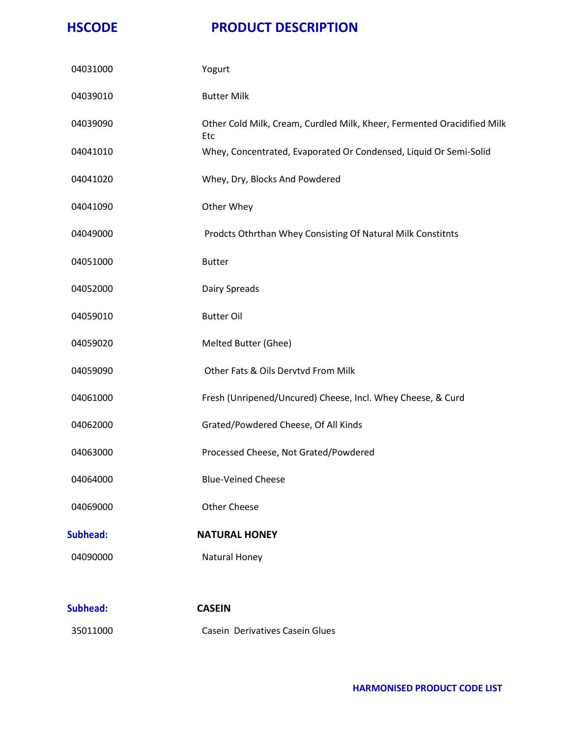| HSCODE | PRODUCT DESCRIPTION |
|---|---|
| 04031000 | Yogurt |
| 04039010 | Butter Milk |
| 04039090 | Other Cold Milk, Cream, Curdled Milk, Kheer, Fermented Oracidified Milk Etc |
| 04041010 | Whey, Concentrated, Evaporated Or Condensed, Liquid Or Semi-Solid |
| 04041020 | Whey, Dry, Blocks And Powdered |
| 04041090 | Other Whey |
| 04049000 | Prodcts Othrthan Whey Consisting Of Natural Milk Constitnts |
| 04051000 | Butter |
| 04052000 | Dairy Spreads |
| 04059010 | Butter Oil |
| 04059020 | Melted Butter (Ghee) |
| 04059090 | Other Fats & Oils Dervtvd From Milk |
| 04061000 | Fresh (Unripened/Uncured) Cheese, Incl. Whey Cheese, & Curd |
| 04062000 | Grated/Powdered Cheese, Of All Kinds |
| 04063000 | Processed Cheese, Not Grated/Powdered |
| 04064000 | Blue-Veined Cheese |
| 04069000 | Other Cheese |
| **Subhead:** | **NATURAL HONEY** |
| 04090000 | Natural Honey |
| **Subhead:** | **CASEIN** |
| 35011000 | Casein Derivatives Casein Glues |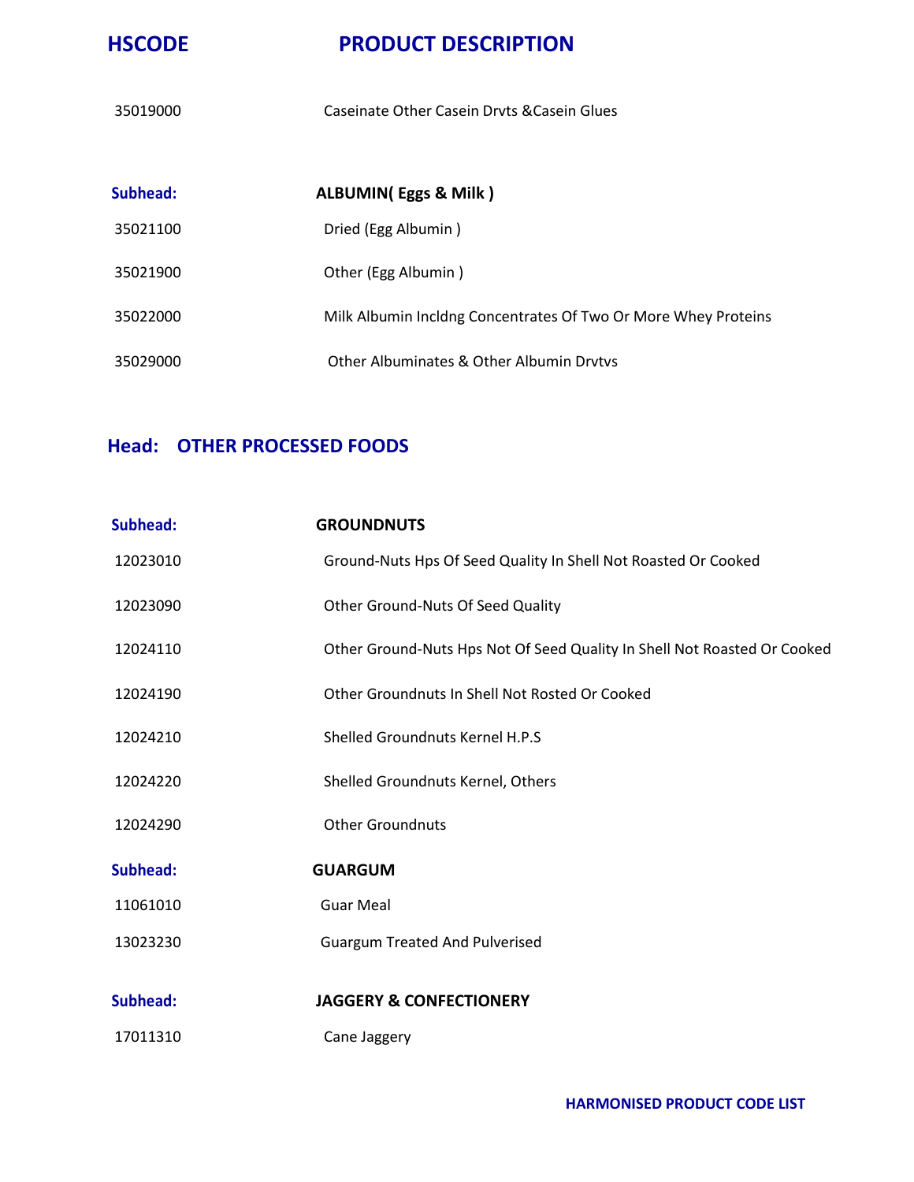| HSCODE | PRODUCT DESCRIPTION |
| --- | --- |
| 35019000 | Caseinate Other Casein Drvts &Casein Glues |
| **Subhead:** | **ALBUMIN( Eggs & Milk )** |
| 35021100 | Dried (Egg Albumin ) |
| 35021900 | Other (Egg Albumin ) |
| 35022000 | Milk Albumin Incldng Concentrates Of Two Or More Whey Proteins |
| 35029000 | Other Albuminates & Other Albumin Drvtvs |

## Head: OTHER PROCESSED FOODS

| | |
| --- | --- |
| **Subhead:** | **GROUNDNUTS** |
| 12023010 | Ground-Nuts Hps Of Seed Quality In Shell Not Roasted Or Cooked |
| 12023090 | Other Ground-Nuts Of Seed Quality |
| 12024110 | Other Ground-Nuts Hps Not Of Seed Quality In Shell Not Roasted Or Cooked |
| 12024190 | Other Groundnuts In Shell Not Rosted Or Cooked |
| 12024210 | Shelled Groundnuts Kernel H.P.S |
| 12024220 | Shelled Groundnuts Kernel, Others |
| 12024290 | Other Groundnuts |
| **Subhead:** | **GUARGUM** |
| 11061010 | Guar Meal |
| 13023230 | Guargum Treated And Pulverised |
| **Subhead:** | **JAGGERY & CONFECTIONERY** |
| 17011310 | Cane Jaggery |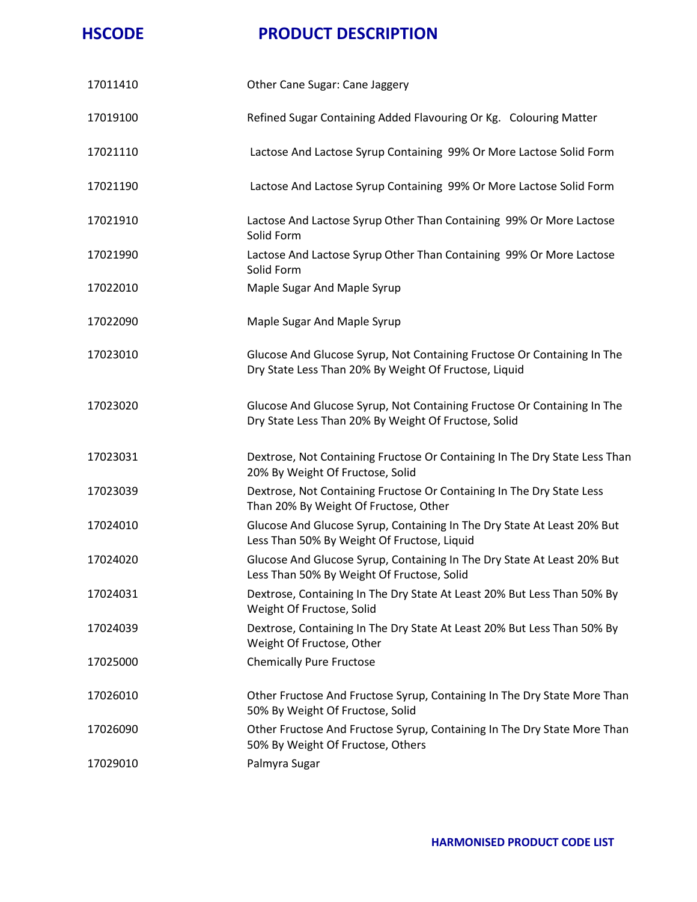| HSCODE | PRODUCT DESCRIPTION |
| --- | --- |
| 17011410 | Other Cane Sugar: Cane Jaggery |
| 17019100 | Refined Sugar Containing Added Flavouring Or Kg. Colouring Matter |
| 17021110 | Lactose And Lactose Syrup Containing 99% Or More Lactose Solid Form |
| 17021190 | Lactose And Lactose Syrup Containing 99% Or More Lactose Solid Form |
| 17021910 | Lactose And Lactose Syrup Other Than Containing 99% Or More Lactose Solid Form |
| 17021990 | Lactose And Lactose Syrup Other Than Containing 99% Or More Lactose Solid Form |
| 17022010 | Maple Sugar And Maple Syrup |
| 17022090 | Maple Sugar And Maple Syrup |
| 17023010 | Glucose And Glucose Syrup, Not Containing Fructose Or Containing In The Dry State Less Than 20% By Weight Of Fructose, Liquid |
| 17023020 | Glucose And Glucose Syrup, Not Containing Fructose Or Containing In The Dry State Less Than 20% By Weight Of Fructose, Solid |
| 17023031 | Dextrose, Not Containing Fructose Or Containing In The Dry State Less Than 20% By Weight Of Fructose, Solid |
| 17023039 | Dextrose, Not Containing Fructose Or Containing In The Dry State Less Than 20% By Weight Of Fructose, Other |
| 17024010 | Glucose And Glucose Syrup, Containing In The Dry State At Least 20% But Less Than 50% By Weight Of Fructose, Liquid |
| 17024020 | Glucose And Glucose Syrup, Containing In The Dry State At Least 20% But Less Than 50% By Weight Of Fructose, Solid |
| 17024031 | Dextrose, Containing In The Dry State At Least 20% But Less Than 50% By Weight Of Fructose, Solid |
| 17024039 | Dextrose, Containing In The Dry State At Least 20% But Less Than 50% By Weight Of Fructose, Other |
| 17025000 | Chemically Pure Fructose |
| 17026010 | Other Fructose And Fructose Syrup, Containing In The Dry State More Than 50% By Weight Of Fructose, Solid |
| 17026090 | Other Fructose And Fructose Syrup, Containing In The Dry State More Than 50% By Weight Of Fructose, Others |
| 17029010 | Palmyra Sugar |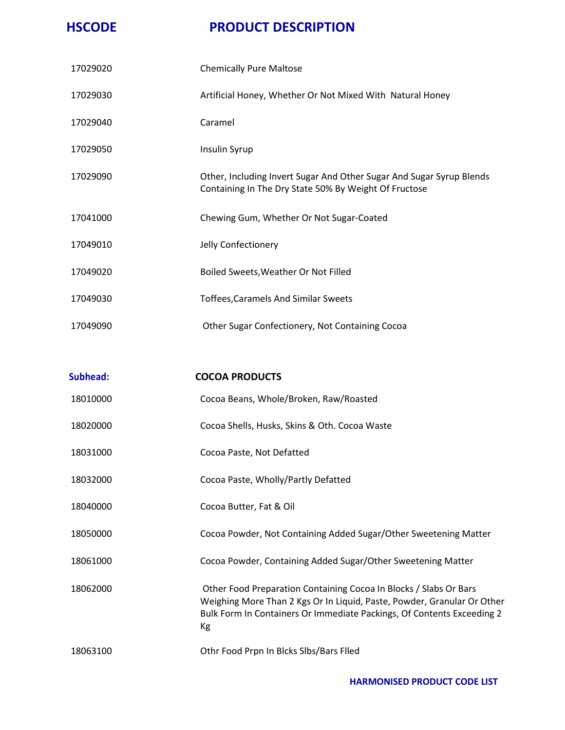| HSCODE | PRODUCT DESCRIPTION |
|---|---|
| 17029020 | Chemically Pure Maltose |
| 17029030 | Artificial Honey, Whether Or Not Mixed With Natural Honey |
| 17029040 | Caramel |
| 17029050 | Insulin Syrup |
| 17029090 | Other, Including Invert Sugar And Other Sugar And Sugar Syrup Blends Containing In The Dry State 50% By Weight Of Fructose |
| 17041000 | Chewing Gum, Whether Or Not Sugar-Coated |
| 17049010 | Jelly Confectionery |
| 17049020 | Boiled Sweets,Weather Or Not Filled |
| 17049030 | Toffees,Caramels And Similar Sweets |
| 17049090 | Other Sugar Confectionery, Not Containing Cocoa |
| **Subhead:** | **COCOA PRODUCTS** |
| 18010000 | Cocoa Beans, Whole/Broken, Raw/Roasted |
| 18020000 | Cocoa Shells, Husks, Skins & Oth. Cocoa Waste |
| 18031000 | Cocoa Paste, Not Defatted |
| 18032000 | Cocoa Paste, Wholly/Partly Defatted |
| 18040000 | Cocoa Butter, Fat & Oil |
| 18050000 | Cocoa Powder, Not Containing Added Sugar/Other Sweetening Matter |
| 18061000 | Cocoa Powder, Containing Added Sugar/Other Sweetening Matter |
| 18062000 | Other Food Preparation Containing Cocoa In Blocks / Slabs Or Bars Weighing More Than 2 Kgs Or In Liquid, Paste, Powder, Granular Or Other Bulk Form In Containers Or Immediate Packings, Of Contents Exceeding 2 Kg |
| 18063100 | Othr Food Prpn In Blcks Slbs/Bars Flled |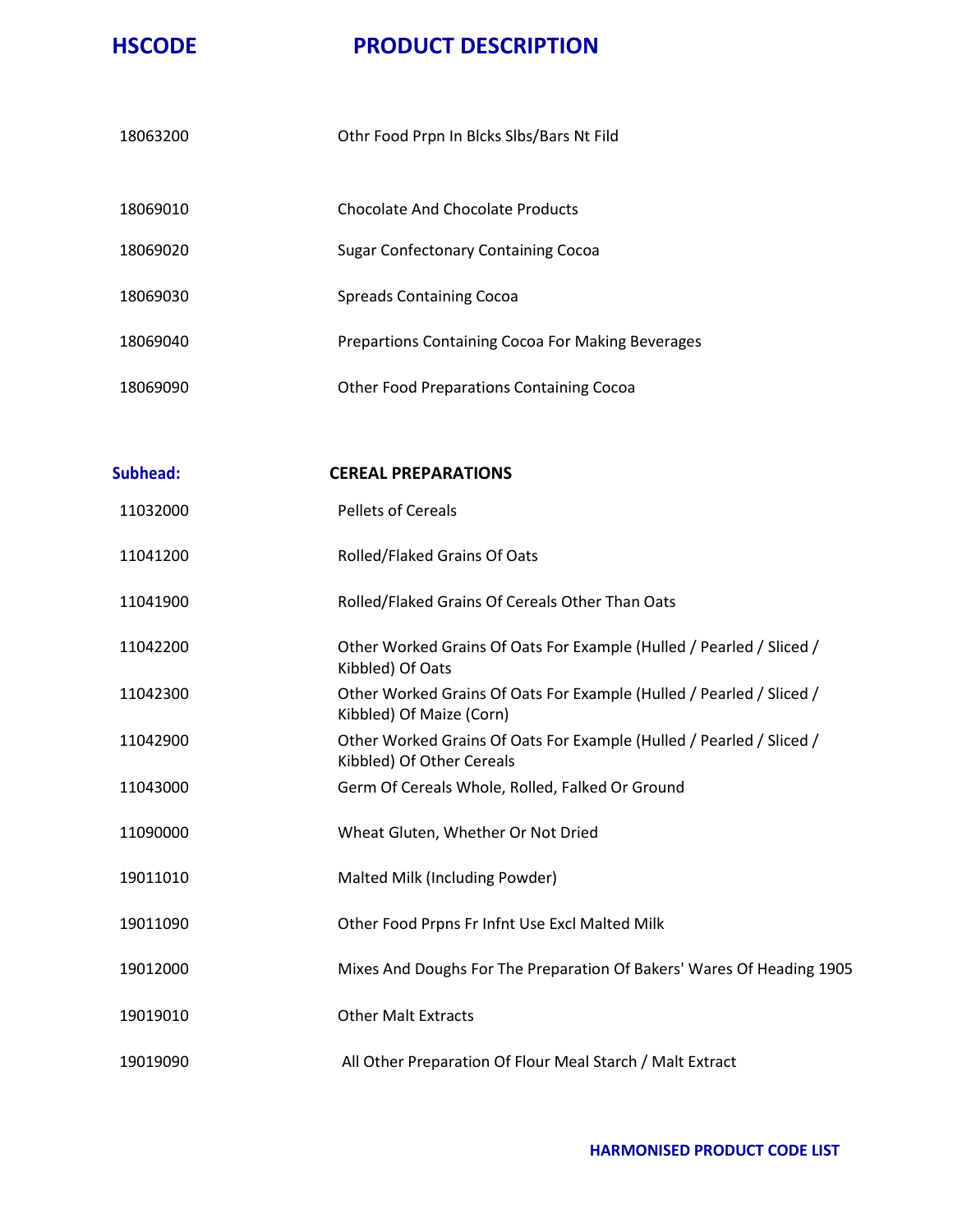| HSCODE | PRODUCT DESCRIPTION |
|---|---|
| 18063200 | Othr Food Prpn In Blcks Slbs/Bars Nt Fild |
| 18069010 | Chocolate And Chocolate Products |
| 18069020 | Sugar Confectonary Containing Cocoa |
| 18069030 | Spreads Containing Cocoa |
| 18069040 | Prepartions Containing Cocoa For Making Beverages |
| 18069090 | Other Food Preparations Containing Cocoa |
| **Subhead:** | **CEREAL PREPARATIONS** |
| 11032000 | Pellets of Cereals |
| 11041200 | Rolled/Flaked Grains Of Oats |
| 11041900 | Rolled/Flaked Grains Of Cereals Other Than Oats |
| 11042200 | Other Worked Grains Of Oats For Example (Hulled / Pearled / Sliced / Kibbled) Of Oats |
| 11042300 | Other Worked Grains Of Oats For Example (Hulled / Pearled / Sliced / Kibbled) Of Maize (Corn) |
| 11042900 | Other Worked Grains Of Oats For Example (Hulled / Pearled / Sliced / Kibbled) Of Other Cereals |
| 11043000 | Germ Of Cereals Whole, Rolled, Falked Or Ground |
| 11090000 | Wheat Gluten, Whether Or Not Dried |
| 19011010 | Malted Milk (Including Powder) |
| 19011090 | Other Food Prpns Fr Infnt Use Excl Malted Milk |
| 19012000 | Mixes And Doughs For The Preparation Of Bakers' Wares Of Heading 1905 |
| 19019010 | Other Malt Extracts |
| 19019090 | All Other Preparation Of Flour Meal Starch / Malt Extract |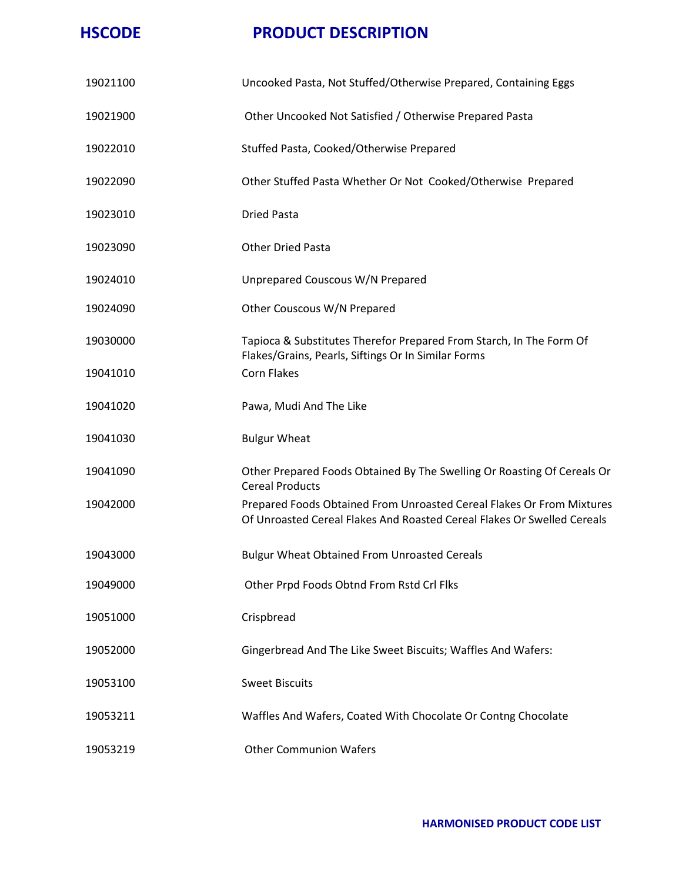| HSCODE | PRODUCT DESCRIPTION |
|---|---|
| 19021100 | Uncooked Pasta, Not Stuffed/Otherwise Prepared, Containing Eggs |
| 19021900 | Other Uncooked Not Satisfied / Otherwise Prepared Pasta |
| 19022010 | Stuffed Pasta, Cooked/Otherwise Prepared |
| 19022090 | Other Stuffed Pasta Whether Or Not Cooked/Otherwise Prepared |
| 19023010 | Dried Pasta |
| 19023090 | Other Dried Pasta |
| 19024010 | Unprepared Couscous W/N Prepared |
| 19024090 | Other Couscous W/N Prepared |
| 19030000 | Tapioca & Substitutes Therefor Prepared From Starch, In The Form Of Flakes/Grains, Pearls, Siftings Or In Similar Forms |
| 19041010 | Corn Flakes |
| 19041020 | Pawa, Mudi And The Like |
| 19041030 | Bulgur Wheat |
| 19041090 | Other Prepared Foods Obtained By The Swelling Or Roasting Of Cereals Or Cereal Products |
| 19042000 | Prepared Foods Obtained From Unroasted Cereal Flakes Or From Mixtures Of Unroasted Cereal Flakes And Roasted Cereal Flakes Or Swelled Cereals |
| 19043000 | Bulgur Wheat Obtained From Unroasted Cereals |
| 19049000 | Other Prpd Foods Obtnd From Rstd Crl Flks |
| 19051000 | Crispbread |
| 19052000 | Gingerbread And The Like Sweet Biscuits; Waffles And Wafers: |
| 19053100 | Sweet Biscuits |
| 19053211 | Waffles And Wafers, Coated With Chocolate Or Contng Chocolate |
| 19053219 | Other Communion Wafers |

**HARMONISED PRODUCT CODE LIST**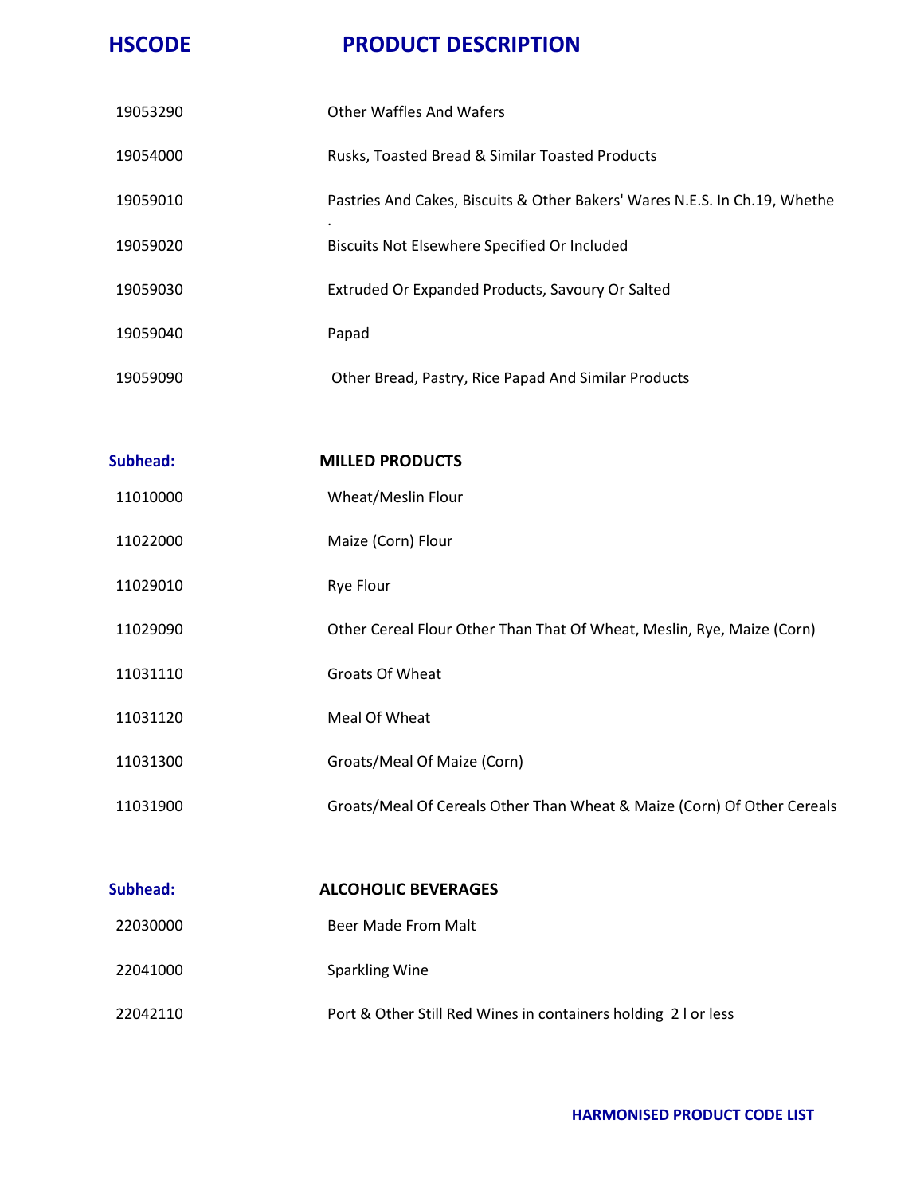| HSCODE | PRODUCT DESCRIPTION |
| --- | --- |
| 19053290 | Other Waffles And Wafers |
| 19054000 | Rusks, Toasted Bread & Similar Toasted Products |
| 19059010 | Pastries And Cakes, Biscuits & Other Bakers' Wares N.E.S. In Ch.19, Whethe . |
| 19059020 | Biscuits Not Elsewhere Specified Or Included |
| 19059030 | Extruded Or Expanded Products, Savoury Or Salted |
| 19059040 | Papad |
| 19059090 | Other Bread, Pastry, Rice Papad And Similar Products |

| Subhead: | MILLED PRODUCTS |
| --- | --- |
| 11010000 | Wheat/Meslin Flour |
| 11022000 | Maize (Corn) Flour |
| 11029010 | Rye Flour |
| 11029090 | Other Cereal Flour Other Than That Of Wheat, Meslin, Rye, Maize (Corn) |
| 11031110 | Groats Of Wheat |
| 11031120 | Meal Of Wheat |
| 11031300 | Groats/Meal Of Maize (Corn) |
| 11031900 | Groats/Meal Of Cereals Other Than Wheat & Maize (Corn) Of Other Cereals |

| Subhead: | ALCOHOLIC BEVERAGES |
| --- | --- |
| 22030000 | Beer Made From Malt |
| 22041000 | Sparkling Wine |
| 22042110 | Port & Other Still Red Wines in containers holding 2 l or less |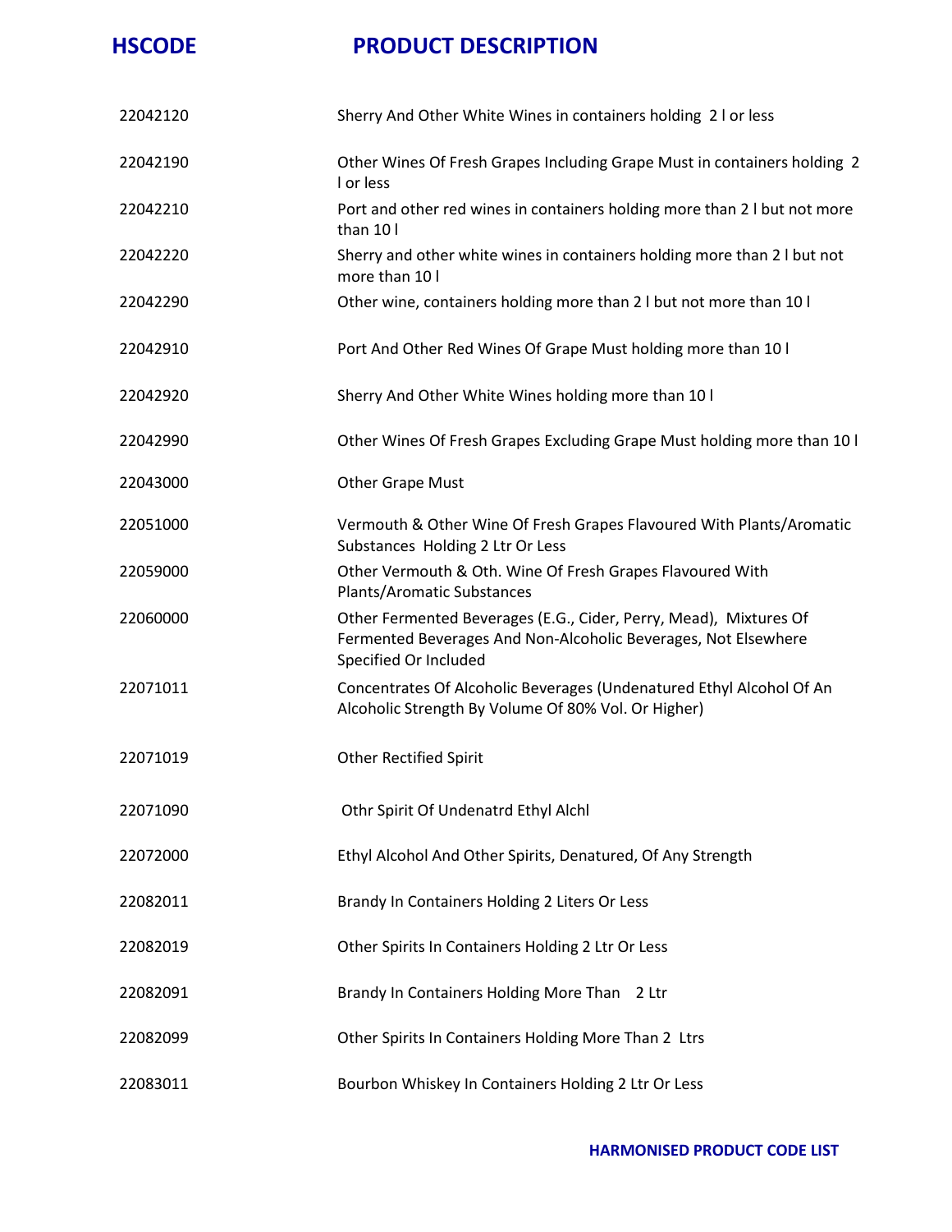| HSCODE | PRODUCT DESCRIPTION |
|---|---|
| 22042120 | Sherry And Other White Wines in containers holding 2 l or less |
| 22042190 | Other Wines Of Fresh Grapes Including Grape Must in containers holding 2 l or less |
| 22042210 | Port and other red wines in containers holding more than 2 l but not more than 10 l |
| 22042220 | Sherry and other white wines in containers holding more than 2 l but not more than 10 l |
| 22042290 | Other wine, containers holding more than 2 l but not more than 10 l |
| 22042910 | Port And Other Red Wines Of Grape Must holding more than 10 l |
| 22042920 | Sherry And Other White Wines holding more than 10 l |
| 22042990 | Other Wines Of Fresh Grapes Excluding Grape Must holding more than 10 l |
| 22043000 | Other Grape Must |
| 22051000 | Vermouth & Other Wine Of Fresh Grapes Flavoured With Plants/Aromatic Substances Holding 2 Ltr Or Less |
| 22059000 | Other Vermouth & Oth. Wine Of Fresh Grapes Flavoured With Plants/Aromatic Substances |
| 22060000 | Other Fermented Beverages (E.G., Cider, Perry, Mead), Mixtures Of Fermented Beverages And Non-Alcoholic Beverages, Not Elsewhere Specified Or Included |
| 22071011 | Concentrates Of Alcoholic Beverages (Undenatured Ethyl Alcohol Of An Alcoholic Strength By Volume Of 80% Vol. Or Higher) |
| 22071019 | Other Rectified Spirit |
| 22071090 | Othr Spirit Of Undenatrd Ethyl Alchl |
| 22072000 | Ethyl Alcohol And Other Spirits, Denatured, Of Any Strength |
| 22082011 | Brandy In Containers Holding 2 Liters Or Less |
| 22082019 | Other Spirits In Containers Holding 2 Ltr Or Less |
| 22082091 | Brandy In Containers Holding More Than 2 Ltr |
| 22082099 | Other Spirits In Containers Holding More Than 2 Ltrs |
| 22083011 | Bourbon Whiskey In Containers Holding 2 Ltr Or Less |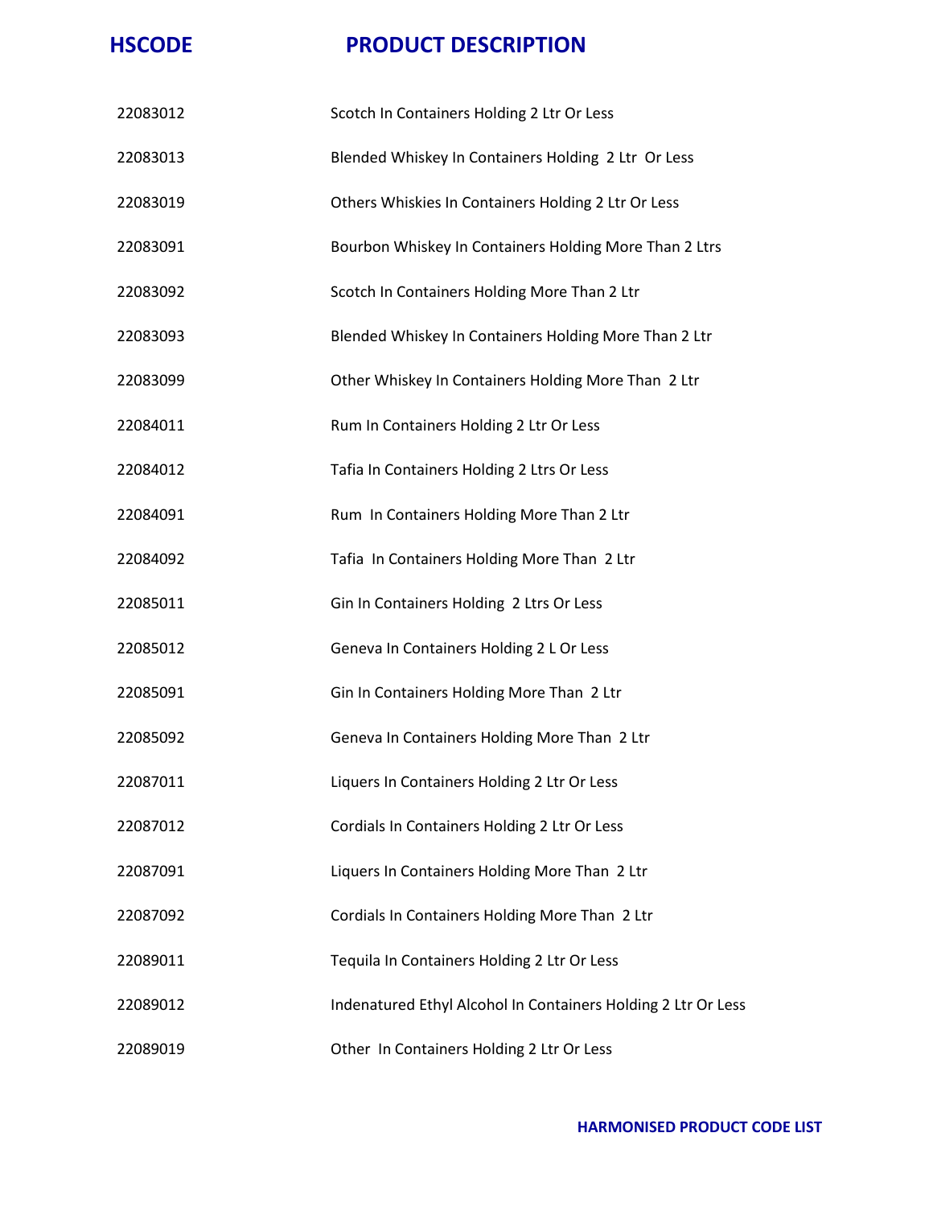| HSCODE | PRODUCT DESCRIPTION |
| --- | --- |
| 22083012 | Scotch In Containers Holding 2 Ltr Or Less |
| 22083013 | Blended Whiskey In Containers Holding 2 Ltr Or Less |
| 22083019 | Others Whiskies In Containers Holding 2 Ltr Or Less |
| 22083091 | Bourbon Whiskey In Containers Holding More Than 2 Ltrs |
| 22083092 | Scotch In Containers Holding More Than 2 Ltr |
| 22083093 | Blended Whiskey In Containers Holding More Than 2 Ltr |
| 22083099 | Other Whiskey In Containers Holding More Than 2 Ltr |
| 22084011 | Rum In Containers Holding 2 Ltr Or Less |
| 22084012 | Tafia In Containers Holding 2 Ltrs Or Less |
| 22084091 | Rum In Containers Holding More Than 2 Ltr |
| 22084092 | Tafia In Containers Holding More Than 2 Ltr |
| 22085011 | Gin In Containers Holding 2 Ltrs Or Less |
| 22085012 | Geneva In Containers Holding 2 L Or Less |
| 22085091 | Gin In Containers Holding More Than 2 Ltr |
| 22085092 | Geneva In Containers Holding More Than 2 Ltr |
| 22087011 | Liquers In Containers Holding 2 Ltr Or Less |
| 22087012 | Cordials In Containers Holding 2 Ltr Or Less |
| 22087091 | Liquers In Containers Holding More Than 2 Ltr |
| 22087092 | Cordials In Containers Holding More Than 2 Ltr |
| 22089011 | Tequila In Containers Holding 2 Ltr Or Less |
| 22089012 | Indenatured Ethyl Alcohol In Containers Holding 2 Ltr Or Less |
| 22089019 | Other In Containers Holding 2 Ltr Or Less |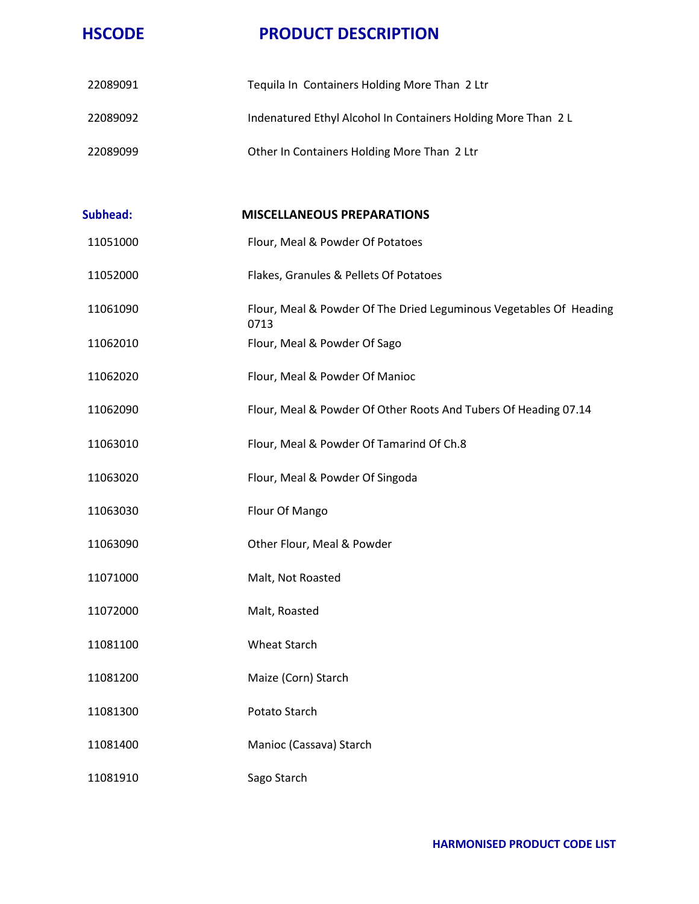| HSCODE | PRODUCT DESCRIPTION |
| --- | --- |
| 22089091 | Tequila In  Containers Holding More Than  2 Ltr |
| 22089092 | Indenatured Ethyl Alcohol In Containers Holding More Than  2 L |
| 22089099 | Other In Containers Holding More Than  2 Ltr |
| **Subhead:** | **MISCELLANEOUS PREPARATIONS** |
| 11051000 | Flour, Meal & Powder Of Potatoes |
| 11052000 | Flakes, Granules & Pellets Of Potatoes |
| 11061090 | Flour, Meal & Powder Of The Dried Leguminous Vegetables Of  Heading 0713 |
| 11062010 | Flour, Meal & Powder Of Sago |
| 11062020 | Flour, Meal & Powder Of Manioc |
| 11062090 | Flour, Meal & Powder Of Other Roots And Tubers Of Heading 07.14 |
| 11063010 | Flour, Meal & Powder Of Tamarind Of Ch.8 |
| 11063020 | Flour, Meal & Powder Of Singoda |
| 11063030 | Flour Of Mango |
| 11063090 | Other Flour, Meal & Powder |
| 11071000 | Malt, Not Roasted |
| 11072000 | Malt, Roasted |
| 11081100 | Wheat Starch |
| 11081200 | Maize (Corn) Starch |
| 11081300 | Potato Starch |
| 11081400 | Manioc (Cassava) Starch |
| 11081910 | Sago Starch |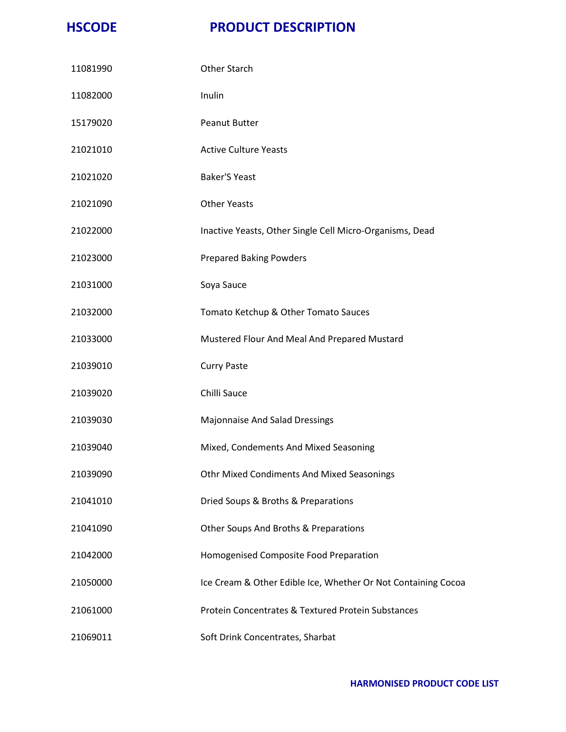| HSCODE | PRODUCT DESCRIPTION |
| --- | --- |
| 11081990 | Other Starch |
| 11082000 | Inulin |
| 15179020 | Peanut Butter |
| 21021010 | Active Culture Yeasts |
| 21021020 | Baker'S Yeast |
| 21021090 | Other Yeasts |
| 21022000 | Inactive Yeasts, Other Single Cell Micro-Organisms, Dead |
| 21023000 | Prepared Baking Powders |
| 21031000 | Soya Sauce |
| 21032000 | Tomato Ketchup & Other Tomato Sauces |
| 21033000 | Mustered Flour And Meal And Prepared Mustard |
| 21039010 | Curry Paste |
| 21039020 | Chilli Sauce |
| 21039030 | Majonnaise And Salad Dressings |
| 21039040 | Mixed, Condements And Mixed Seasoning |
| 21039090 | Othr Mixed Condiments And Mixed Seasonings |
| 21041010 | Dried Soups & Broths & Preparations |
| 21041090 | Other Soups And Broths & Preparations |
| 21042000 | Homogenised Composite Food Preparation |
| 21050000 | Ice Cream & Other Edible Ice, Whether Or Not Containing Cocoa |
| 21061000 | Protein Concentrates & Textured Protein Substances |
| 21069011 | Soft Drink Concentrates, Sharbat |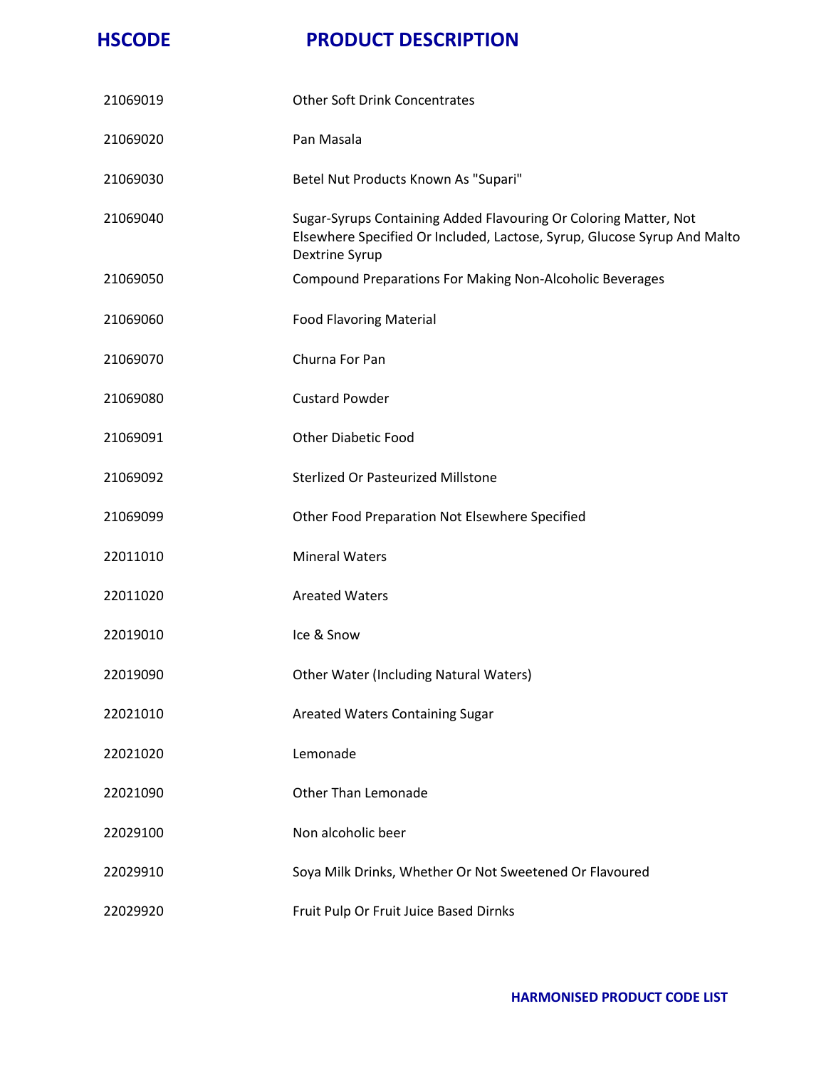| HSCODE | PRODUCT DESCRIPTION |
| --- | --- |
| 21069019 | Other Soft Drink Concentrates |
| 21069020 | Pan Masala |
| 21069030 | Betel Nut Products Known As "Supari" |
| 21069040 | Sugar-Syrups Containing Added Flavouring Or Coloring Matter, Not Elsewhere Specified Or Included, Lactose, Syrup, Glucose Syrup And Malto Dextrine Syrup |
| 21069050 | Compound Preparations For Making Non-Alcoholic Beverages |
| 21069060 | Food Flavoring Material |
| 21069070 | Churna For Pan |
| 21069080 | Custard Powder |
| 21069091 | Other Diabetic Food |
| 21069092 | Sterlized Or Pasteurized Millstone |
| 21069099 | Other Food Preparation Not Elsewhere Specified |
| 22011010 | Mineral Waters |
| 22011020 | Areated Waters |
| 22019010 | Ice & Snow |
| 22019090 | Other Water (Including Natural Waters) |
| 22021010 | Areated Waters Containing Sugar |
| 22021020 | Lemonade |
| 22021090 | Other Than Lemonade |
| 22029100 | Non alcoholic beer |
| 22029910 | Soya Milk Drinks, Whether Or Not Sweetened Or Flavoured |
| 22029920 | Fruit Pulp Or Fruit Juice Based Dirnks |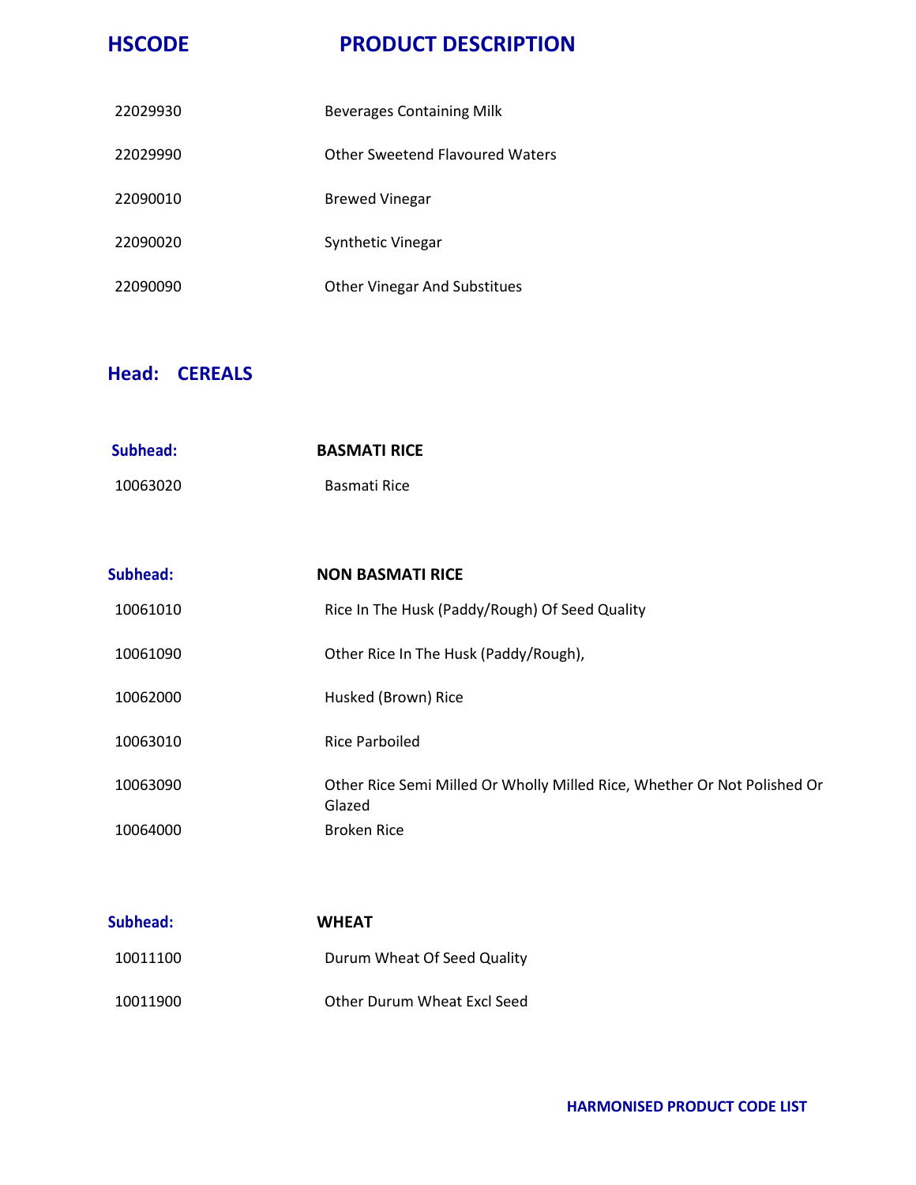| HSCODE | PRODUCT DESCRIPTION |
|---|---|
| 22029930 | Beverages Containing Milk |
| 22029990 | Other Sweetend Flavoured Waters |
| 22090010 | Brewed Vinegar |
| 22090020 | Synthetic Vinegar |
| 22090090 | Other Vinegar And Substitues |

## Head: CEREALS

### Subhead: BASMATI RICE

| | |
|---|---|
| 10063020 | Basmati Rice |

### Subhead: NON BASMATI RICE

| | |
|---|---|
| 10061010 | Rice In The Husk (Paddy/Rough) Of Seed Quality |
| 10061090 | Other Rice In The Husk (Paddy/Rough), |
| 10062000 | Husked (Brown) Rice |
| 10063010 | Rice Parboiled |
| 10063090 | Other Rice Semi Milled Or Wholly Milled Rice, Whether Or Not Polished Or Glazed |
| 10064000 | Broken Rice |

### Subhead: WHEAT

| | |
|---|---|
| 10011100 | Durum Wheat Of Seed Quality |
| 10011900 | Other Durum Wheat Excl Seed |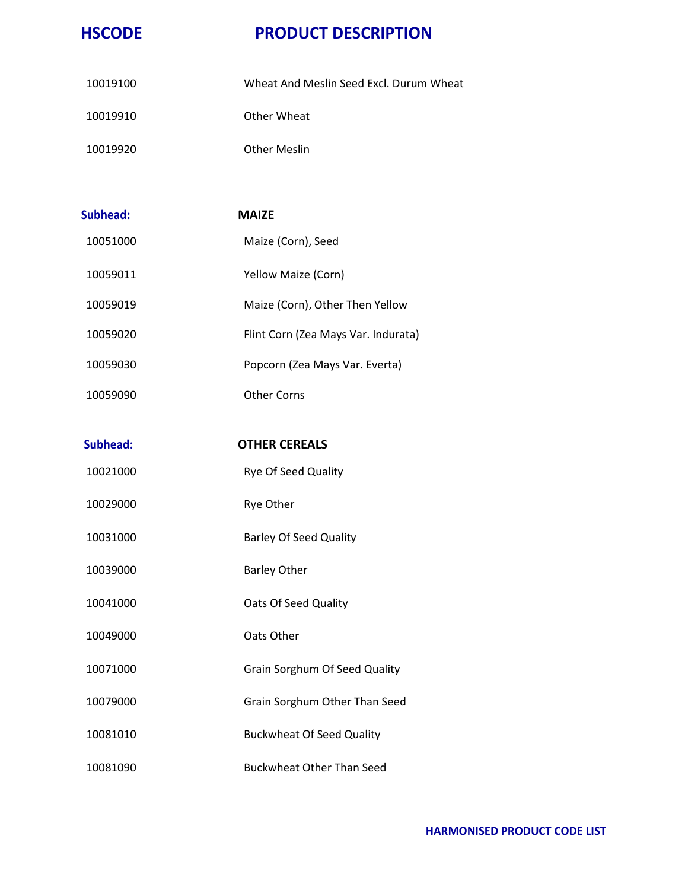| HSCODE | PRODUCT DESCRIPTION |
|---|---|
| 10019100 | Wheat And Meslin Seed Excl. Durum Wheat |
| 10019910 | Other Wheat |
| 10019920 | Other Meslin |
| **Subhead:** | **MAIZE** |
| 10051000 | Maize (Corn), Seed |
| 10059011 | Yellow Maize (Corn) |
| 10059019 | Maize (Corn), Other Then Yellow |
| 10059020 | Flint Corn (Zea Mays Var. Indurata) |
| 10059030 | Popcorn (Zea Mays Var. Everta) |
| 10059090 | Other Corns |
| **Subhead:** | **OTHER CEREALS** |
| 10021000 | Rye Of Seed Quality |
| 10029000 | Rye Other |
| 10031000 | Barley Of Seed Quality |
| 10039000 | Barley Other |
| 10041000 | Oats Of Seed Quality |
| 10049000 | Oats Other |
| 10071000 | Grain Sorghum Of Seed Quality |
| 10079000 | Grain Sorghum Other Than Seed |
| 10081010 | Buckwheat Of Seed Quality |
| 10081090 | Buckwheat Other Than Seed |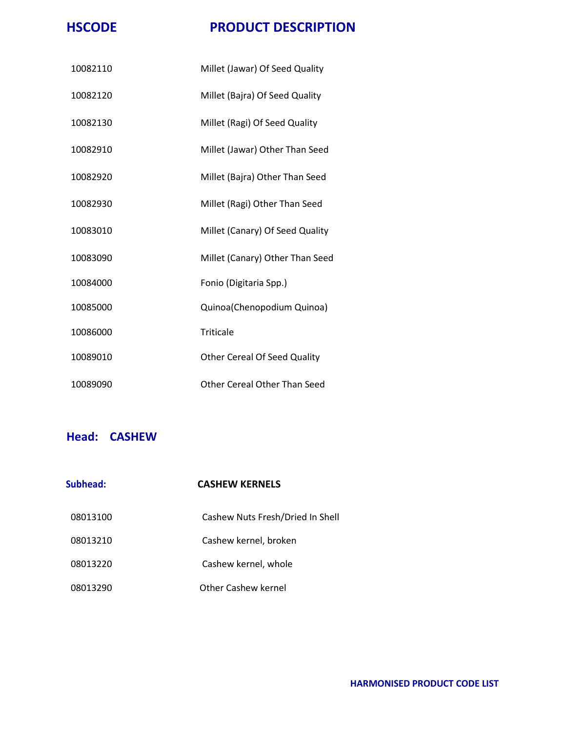| HSCODE | PRODUCT DESCRIPTION |
| --- | --- |
| 10082110 | Millet (Jawar) Of Seed Quality |
| 10082120 | Millet (Bajra) Of Seed Quality |
| 10082130 | Millet (Ragi) Of Seed Quality |
| 10082910 | Millet (Jawar) Other Than Seed |
| 10082920 | Millet (Bajra) Other Than Seed |
| 10082930 | Millet (Ragi) Other Than Seed |
| 10083010 | Millet (Canary) Of Seed Quality |
| 10083090 | Millet (Canary) Other Than Seed |
| 10084000 | Fonio (Digitaria Spp.) |
| 10085000 | Quinoa(Chenopodium Quinoa) |
| 10086000 | Triticale |
| 10089010 | Other Cereal Of Seed Quality |
| 10089090 | Other Cereal Other Than Seed |

## Head: CASHEW

### Subhead: CASHEW KERNELS

| HSCODE | PRODUCT DESCRIPTION |
| --- | --- |
| 08013100 | Cashew Nuts Fresh/Dried In Shell |
| 08013210 | Cashew kernel, broken |
| 08013220 | Cashew kernel, whole |
| 08013290 | Other Cashew kernel |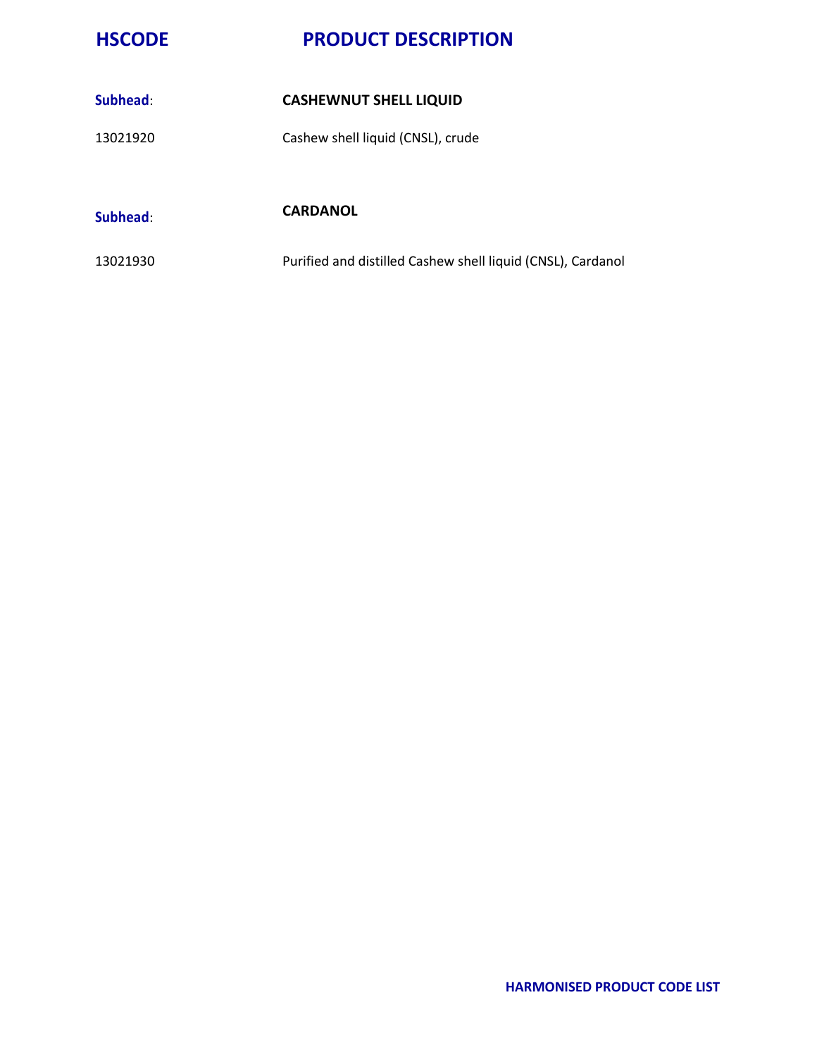| HSCODE | PRODUCT DESCRIPTION |
| --- | --- |
| Subhead: | **CASHEWNUT SHELL LIQUID** |
| 13021920 | Cashew shell liquid (CNSL), crude |
| Subhead: | **CARDANOL** |
| 13021930 | Purified and distilled Cashew shell liquid (CNSL), Cardanol |